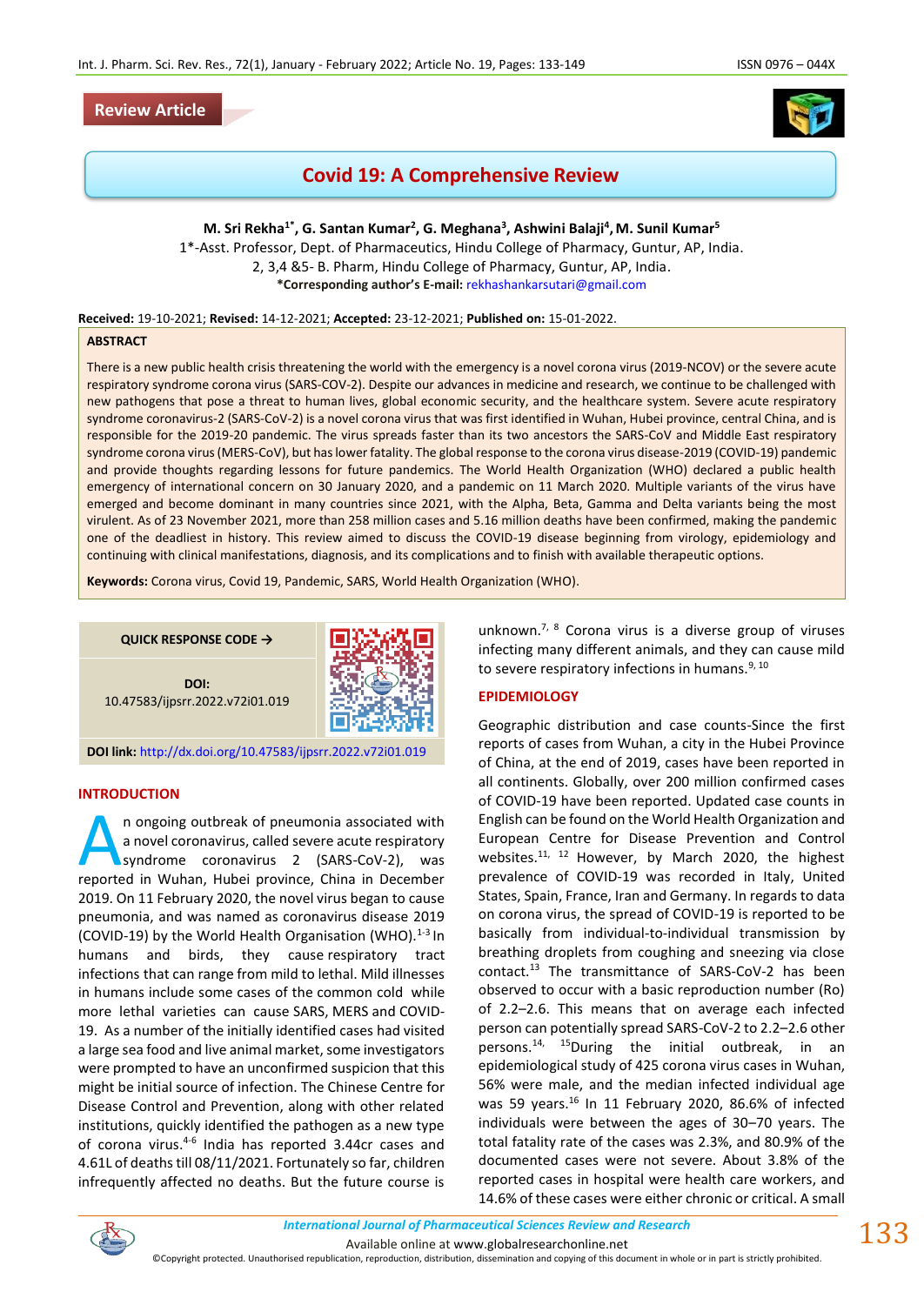Review Article

# Covid 19: A Comprehensive Review

**M. Sri Rekha[1*], G. Santan Kumar[2], G. Meghana[3], Ashwini Balaji[4], M. Sunil Kumar[5]**

1*-Asst. Professor, Dept. of Pharmaceutics, Hindu College of Pharmacy, Guntur, AP, India.

2, 3,4 &5- B. Pharm, Hindu College of Pharmacy, Guntur, AP, India.

***Corresponding author's E-mail:** rekhashankarsutari@gmail.com

**Received:** 19-10-2021; **Revised:** 14-12-2021; **Accepted:** 23-12-2021; **Published on:** 15-01-2022.

## ABSTRACT

There is a new public health crisis threatening the world with the emergency is a novel corona virus (2019-NCOV) or the severe acute respiratory syndrome corona virus (SARS-COV-2). Despite our advances in medicine and research, we continue to be challenged with new pathogens that pose a threat to human lives, global economic security, and the healthcare system. Severe acute respiratory syndrome coronavirus-2 (SARS-CoV-2) is a novel corona virus that was first identified in Wuhan, Hubei province, central China, and is responsible for the 2019-20 pandemic. The virus spreads faster than its two ancestors the SARS-CoV and Middle East respiratory syndrome corona virus (MERS-CoV), but has lower fatality. The global response to the corona virus disease-2019 (COVID-19) pandemic and provide thoughts regarding lessons for future pandemics. The World Health Organization (WHO) declared a public health emergency of international concern on 30 January 2020, and a pandemic on 11 March 2020. Multiple variants of the virus have emerged and become dominant in many countries since 2021, with the Alpha, Beta, Gamma and Delta variants being the most virulent. As of 23 November 2021, more than 258 million cases and 5.16 million deaths have been confirmed, making the pandemic one of the deadliest in history. This review aimed to discuss the COVID-19 disease beginning from virology, epidemiology and continuing with clinical manifestations, diagnosis, and its complications and to finish with available therapeutic options.

**Keywords:** Corona virus, Covid 19, Pandemic, SARS, World Health Organization (WHO).

**QUICK RESPONSE CODE →**

**DOI:** 10.47583/ijpsrr.2022.v72i01.019

**DOI link:** http://dx.doi.org/10.47583/ijpsrr.2022.v72i01.019

## INTRODUCTION

An ongoing outbreak of pneumonia associated with a novel coronavirus, called severe acute respiratory syndrome coronavirus 2 (SARS-CoV-2), was reported in Wuhan, Hubei province, China in December 2019. On 11 February 2020, the novel virus began to cause pneumonia, and was named as coronavirus disease 2019 (COVID-19) by the World Health Organisation (WHO).[1-3] In humans and birds, they cause respiratory tract infections that can range from mild to lethal. Mild illnesses in humans include some cases of the common cold while more lethal varieties can cause SARS, MERS and COVID-19. As a number of the initially identified cases had visited a large sea food and live animal market, some investigators were prompted to have an unconfirmed suspicion that this might be initial source of infection. The Chinese Centre for Disease Control and Prevention, along with other related institutions, quickly identified the pathogen as a new type of corona virus.[4-6] India has reported 3.44cr cases and 4.61L of deaths till 08/11/2021. Fortunately so far, children infrequently affected no deaths. But the future course is unknown.[7, 8] Corona virus is a diverse group of viruses infecting many different animals, and they can cause mild to severe respiratory infections in humans.[9, 10]

## EPIDEMIOLOGY

Geographic distribution and case counts-Since the first reports of cases from Wuhan, a city in the Hubei Province of China, at the end of 2019, cases have been reported in all continents. Globally, over 200 million confirmed cases of COVID-19 have been reported. Updated case counts in English can be found on the World Health Organization and European Centre for Disease Prevention and Control websites.[11, 12] However, by March 2020, the highest prevalence of COVID-19 was recorded in Italy, United States, Spain, France, Iran and Germany. In regards to data on corona virus, the spread of COVID-19 is reported to be basically from individual-to-individual transmission by breathing droplets from coughing and sneezing via close contact.[13] The transmittance of SARS-CoV-2 has been observed to occur with a basic reproduction number (Ro) of 2.2–2.6. This means that on average each infected person can potentially spread SARS-CoV-2 to 2.2–2.6 other persons.[14, 15] During the initial outbreak, in an epidemiological study of 425 corona virus cases in Wuhan, 56% were male, and the median infected individual age was 59 years.[16] In 11 February 2020, 86.6% of infected individuals were between the ages of 30–70 years. The total fatality rate of the cases was 2.3%, and 80.9% of the documented cases were not severe. About 3.8% of the reported cases in hospital were health care workers, and 14.6% of these cases were either chronic or critical. A small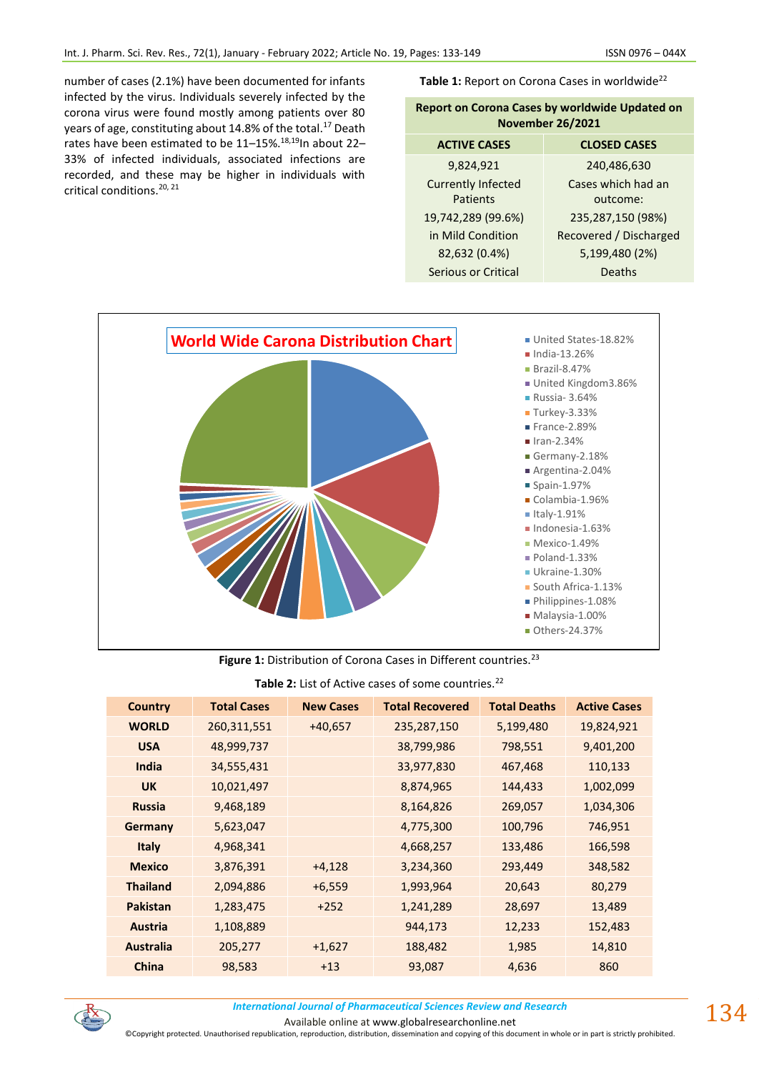number of cases (2.1%) have been documented for infants infected by the virus. Individuals severely infected by the corona virus were found mostly among patients over 80 years of age, constituting about 14.8% of the total.[17] Death rates have been estimated to be 11–15%.[18,19]In about 22–33% of infected individuals, associated infections are recorded, and these may be higher in individuals with critical conditions.[20, 21]

**Table 1:** Report on Corona Cases in worldwide[22]

| Report on Corona Cases by worldwide Updated on November 26/2021 | |
|---|---|
| **ACTIVE CASES** | **CLOSED CASES** |
| 9,824,921 | 240,486,630 |
| Currently Infected Patients | Cases which had an outcome: |
| 19,742,289 (99.6%) | 235,287,150 (98%) |
| in Mild Condition | Recovered / Discharged |
| 82,632 (0.4%) | 5,199,480 (2%) |
| Serious or Critical | Deaths |

World Wide Carona Distribution Chart

- United States-18.82%
- India-13.26%
- Brazil-8.47%
- United Kingdom3.86%
- Russia- 3.64%
- Turkey-3.33%
- France-2.89%
- Iran-2.34%
- Germany-2.18%
- Argentina-2.04%
- Spain-1.97%
- Colambia-1.96%
- Italy-1.91%
- Indonesia-1.63%
- Mexico-1.49%
- Poland-1.33%
- Ukraine-1.30%
- South Africa-1.13%
- Philippines-1.08%
- Malaysia-1.00%
- Others-24.37%

**Figure 1:** Distribution of Corona Cases in Different countries.[23]

**Table 2:** List of Active cases of some countries.[22]

| Country | Total Cases | New Cases | Total Recovered | Total Deaths | Active Cases |
|---|---|---|---|---|---|
| **WORLD** | 260,311,551 | +40,657 | 235,287,150 | 5,199,480 | 19,824,921 |
| **USA** | 48,999,737 | | 38,799,986 | 798,551 | 9,401,200 |
| **India** | 34,555,431 | | 33,977,830 | 467,468 | 110,133 |
| **UK** | 10,021,497 | | 8,874,965 | 144,433 | 1,002,099 |
| **Russia** | 9,468,189 | | 8,164,826 | 269,057 | 1,034,306 |
| **Germany** | 5,623,047 | | 4,775,300 | 100,796 | 746,951 |
| **Italy** | 4,968,341 | | 4,668,257 | 133,486 | 166,598 |
| **Mexico** | 3,876,391 | +4,128 | 3,234,360 | 293,449 | 348,582 |
| **Thailand** | 2,094,886 | +6,559 | 1,993,964 | 20,643 | 80,279 |
| **Pakistan** | 1,283,475 | +252 | 1,241,289 | 28,697 | 13,489 |
| **Austria** | 1,108,889 | | 944,173 | 12,233 | 152,483 |
| **Australia** | 205,277 | +1,627 | 188,482 | 1,985 | 14,810 |
| **China** | 98,583 | +13 | 93,087 | 4,636 | 860 |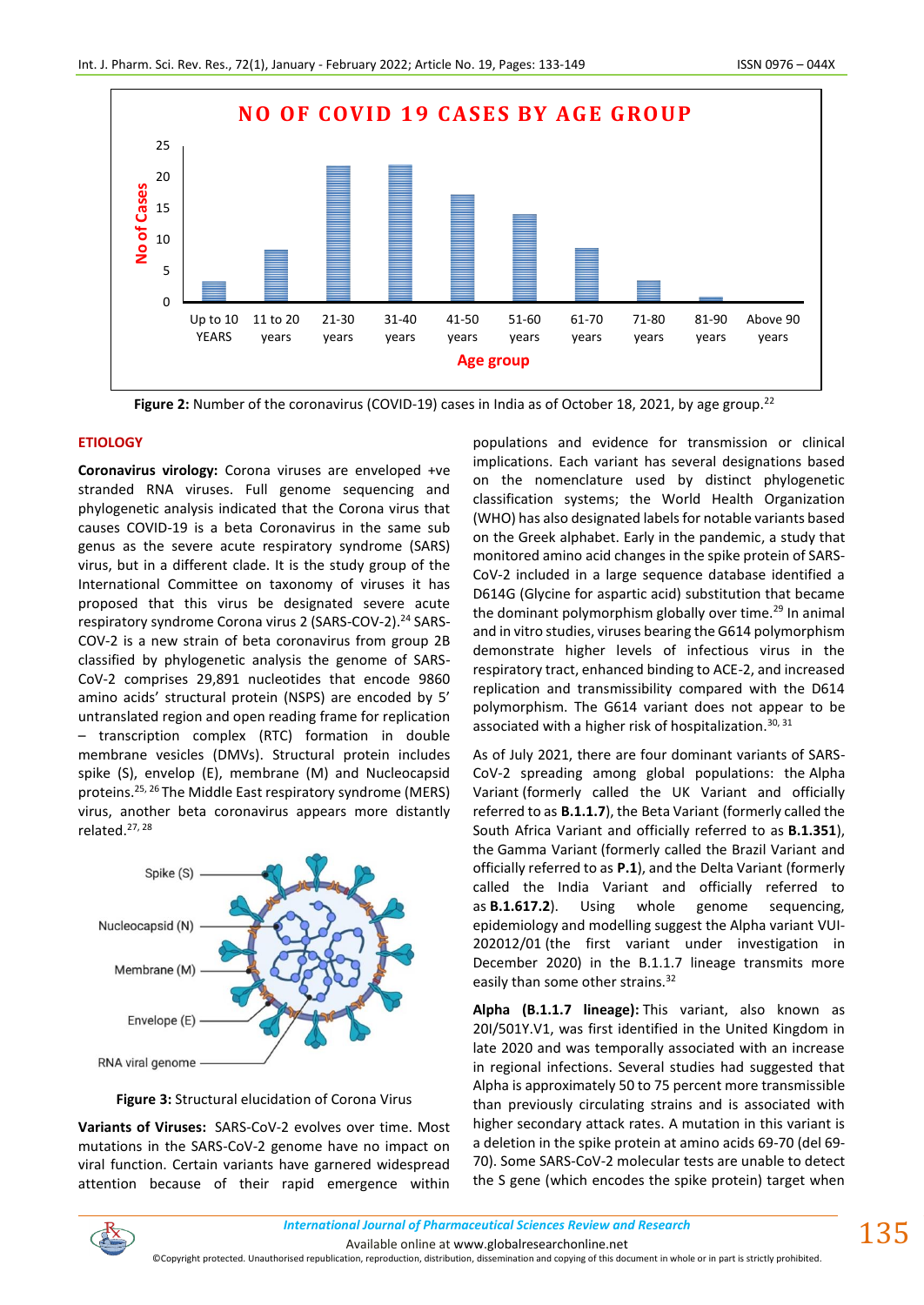Figure 2: Number of the coronavirus (COVID-19) cases in India as of October 18, 2021, by age group.[22]

## ETIOLOGY

**Coronavirus virology:** Corona viruses are enveloped +ve stranded RNA viruses. Full genome sequencing and phylogenetic analysis indicated that the Corona virus that causes COVID-19 is a beta Coronavirus in the same sub genus as the severe acute respiratory syndrome (SARS) virus, but in a different clade. It is the study group of the International Committee on taxonomy of viruses it has proposed that this virus be designated severe acute respiratory syndrome Corona virus 2 (SARS-COV-2).[24] SARS-COV-2 is a new strain of beta coronavirus from group 2B classified by phylogenetic analysis the genome of SARS-CoV-2 comprises 29,891 nucleotides that encode 9860 amino acids' structural protein (NSPS) are encoded by 5' untranslated region and open reading frame for replication – transcription complex (RTC) formation in double membrane vesicles (DMVs). Structural protein includes spike (S), envelope (E), membrane (M) and Nucleocapsid proteins.[25, 26] The Middle East respiratory syndrome (MERS) virus, another beta coronavirus appears more distantly related.[27, 28]

Figure 3: Structural elucidation of Corona Virus

**Variants of Viruses:** SARS-CoV-2 evolves over time. Most mutations in the SARS-CoV-2 genome have no impact on viral function. Certain variants have garnered widespread attention because of their rapid emergence within populations and evidence for transmission or clinical implications. Each variant has several designations based on the nomenclature used by distinct phylogenetic classification systems; the World Health Organization (WHO) has also designated labels for notable variants based on the Greek alphabet. Early in the pandemic, a study that monitored amino acid changes in the spike protein of SARS-CoV-2 included in a large sequence database identified a D614G (Glycine for aspartic acid) substitution that became the dominant polymorphism globally over time.[29] In animal and in vitro studies, viruses bearing the G614 polymorphism demonstrate higher levels of infectious virus in the respiratory tract, enhanced binding to ACE-2, and increased replication and transmissibility compared with the D614 polymorphism. The G614 variant does not appear to be associated with a higher risk of hospitalization.[30, 31]

As of July 2021, there are four dominant variants of SARS-CoV-2 spreading among global populations: the Alpha Variant (formerly called the UK Variant and officially referred to as **B.1.1.7**), the Beta Variant (formerly called the South Africa Variant and officially referred to as **B.1.351**), the Gamma Variant (formerly called the Brazil Variant and officially referred to as **P.1**), and the Delta Variant (formerly called the India Variant and officially referred to as **B.1.617.2**). Using whole genome sequencing, epidemiology and modelling suggest the Alpha variant VUI-202012/01 (the first variant under investigation in December 2020) in the B.1.1.7 lineage transmits more easily than some other strains.[32]

**Alpha (B.1.1.7 lineage):** This variant, also known as 20I/501Y.V1, was first identified in the United Kingdom in late 2020 and was temporally associated with an increase in regional infections. Several studies had suggested that Alpha is approximately 50 to 75 percent more transmissible than previously circulating strains and is associated with higher secondary attack rates. A mutation in this variant is a deletion in the spike protein at amino acids 69-70 (del 69-70). Some SARS-CoV-2 molecular tests are unable to detect the S gene (which encodes the spike protein) target when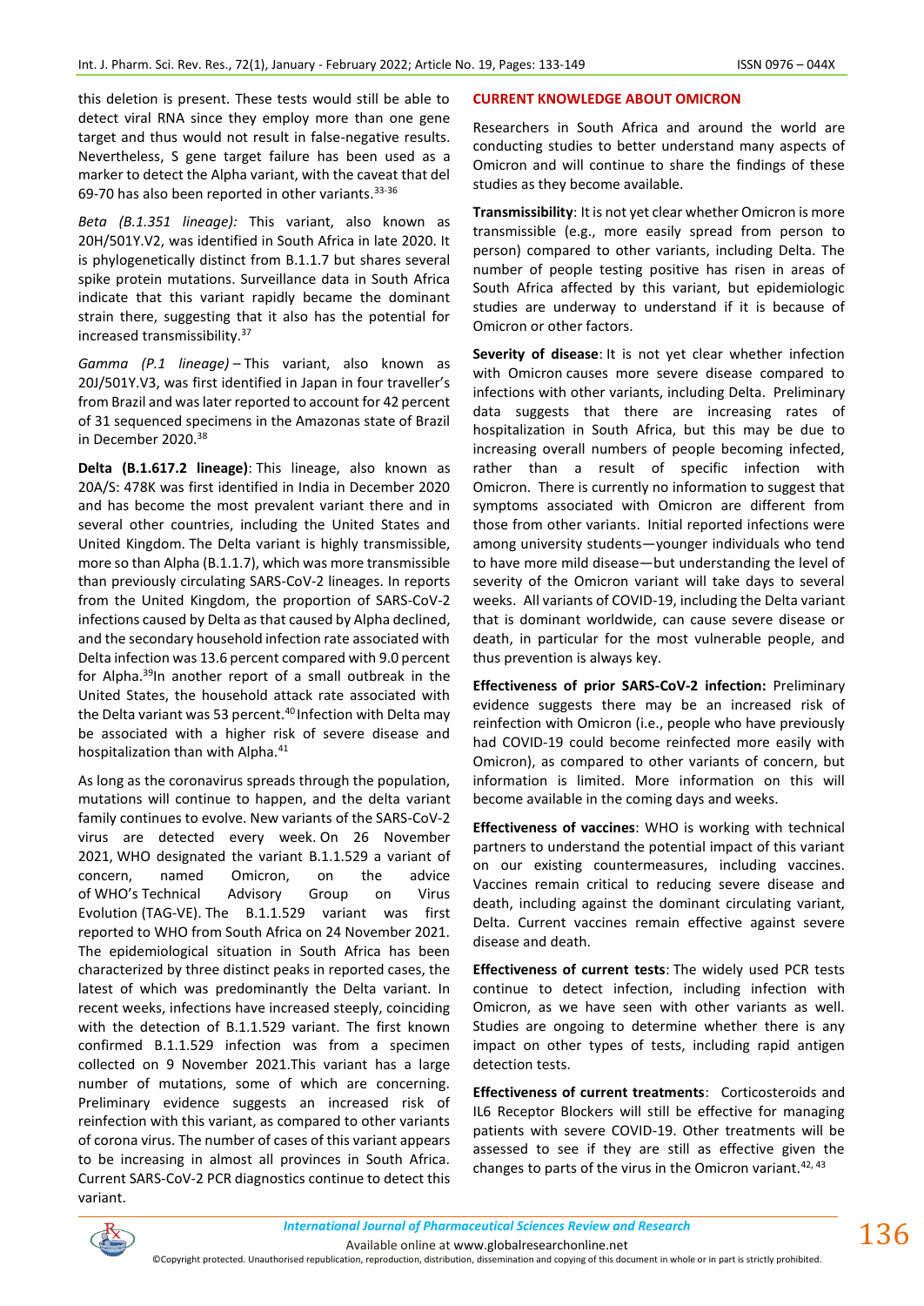this deletion is present. These tests would still be able to detect viral RNA since they employ more than one gene target and thus would not result in false-negative results. Nevertheless, S gene target failure has been used as a marker to detect the Alpha variant, with the caveat that del 69-70 has also been reported in other variants.[33-36]

*Beta (B.1.351 lineage):* This variant, also known as 20H/501Y.V2, was identified in South Africa in late 2020. It is phylogenetically distinct from B.1.1.7 but shares several spike protein mutations. Surveillance data in South Africa indicate that this variant rapidly became the dominant strain there, suggesting that it also has the potential for increased transmissibility.[37]

*Gamma (P.1 lineage)* – This variant, also known as 20J/501Y.V3, was first identified in Japan in four traveller's from Brazil and was later reported to account for 42 percent of 31 sequenced specimens in the Amazonas state of Brazil in December 2020.[38]

**Delta (B.1.617.2 lineage)**: This lineage, also known as 20A/S: 478K was first identified in India in December 2020 and has become the most prevalent variant there and in several other countries, including the United States and United Kingdom. The Delta variant is highly transmissible, more so than Alpha (B.1.1.7), which was more transmissible than previously circulating SARS-CoV-2 lineages. In reports from the United Kingdom, the proportion of SARS-CoV-2 infections caused by Delta as that caused by Alpha declined, and the secondary household infection rate associated with Delta infection was 13.6 percent compared with 9.0 percent for Alpha.[39] In another report of a small outbreak in the United States, the household attack rate associated with the Delta variant was 53 percent.[40] Infection with Delta may be associated with a higher risk of severe disease and hospitalization than with Alpha.[41]

As long as the coronavirus spreads through the population, mutations will continue to happen, and the delta variant family continues to evolve. New variants of the SARS-CoV-2 virus are detected every week. On 26 November 2021, WHO designated the variant B.1.1.529 a variant of concern, named Omicron, on the advice of WHO's Technical Advisory Group on Virus Evolution (TAG-VE). The B.1.1.529 variant was first reported to WHO from South Africa on 24 November 2021. The epidemiological situation in South Africa has been characterized by three distinct peaks in reported cases, the latest of which was predominantly the Delta variant. In recent weeks, infections have increased steeply, coinciding with the detection of B.1.1.529 variant. The first known confirmed B.1.1.529 infection was from a specimen collected on 9 November 2021.This variant has a large number of mutations, some of which are concerning. Preliminary evidence suggests an increased risk of reinfection with this variant, as compared to other variants of corona virus. The number of cases of this variant appears to be increasing in almost all provinces in South Africa. Current SARS-CoV-2 PCR diagnostics continue to detect this variant.

## CURRENT KNOWLEDGE ABOUT OMICRON

Researchers in South Africa and around the world are conducting studies to better understand many aspects of Omicron and will continue to share the findings of these studies as they become available.

**Transmissibility**: It is not yet clear whether Omicron is more transmissible (e.g., more easily spread from person to person) compared to other variants, including Delta. The number of people testing positive has risen in areas of South Africa affected by this variant, but epidemiologic studies are underway to understand if it is because of Omicron or other factors.

**Severity of disease**: It is not yet clear whether infection with Omicron causes more severe disease compared to infections with other variants, including Delta. Preliminary data suggests that there are increasing rates of hospitalization in South Africa, but this may be due to increasing overall numbers of people becoming infected, rather than a result of specific infection with Omicron. There is currently no information to suggest that symptoms associated with Omicron are different from those from other variants. Initial reported infections were among university students—younger individuals who tend to have more mild disease—but understanding the level of severity of the Omicron variant will take days to several weeks. All variants of COVID-19, including the Delta variant that is dominant worldwide, can cause severe disease or death, in particular for the most vulnerable people, and thus prevention is always key.

**Effectiveness of prior SARS-CoV-2 infection:** Preliminary evidence suggests there may be an increased risk of reinfection with Omicron (i.e., people who have previously had COVID-19 could become reinfected more easily with Omicron), as compared to other variants of concern, but information is limited. More information on this will become available in the coming days and weeks.

**Effectiveness of vaccines**: WHO is working with technical partners to understand the potential impact of this variant on our existing countermeasures, including vaccines. Vaccines remain critical to reducing severe disease and death, including against the dominant circulating variant, Delta. Current vaccines remain effective against severe disease and death.

**Effectiveness of current tests**: The widely used PCR tests continue to detect infection, including infection with Omicron, as we have seen with other variants as well. Studies are ongoing to determine whether there is any impact on other types of tests, including rapid antigen detection tests.

**Effectiveness of current treatments**: Corticosteroids and IL6 Receptor Blockers will still be effective for managing patients with severe COVID-19. Other treatments will be assessed to see if they are still as effective given the changes to parts of the virus in the Omicron variant.[42, 43]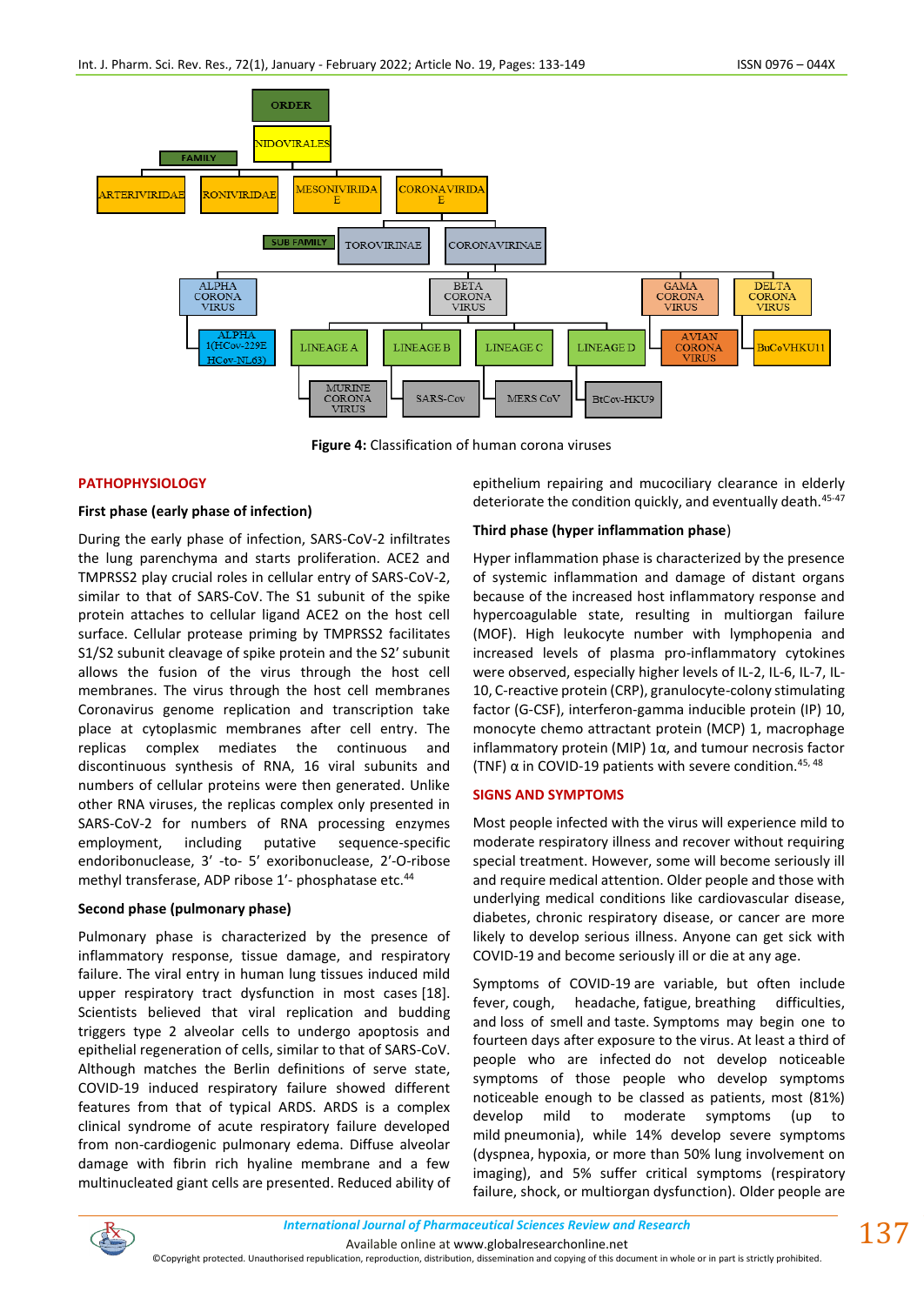ORDER

NIDOVIRALES

FAMILY

ARTERIVIRIDAE | RONIVIRIDAE | MESONIVIRIDAE | CORONAVIRIDAE

SUB FAMILY

TOROVIRINAE | CORONAVIRINAE

ALPHA CORONA VIRUS | BETA CORONA VIRUS | GAMA CORONA VIRUS | DELTA CORONA VIRUS

ALPHA 1(HCov-229E HCov-NL63) | LINEAGE A | LINEAGE B | LINEAGE C | LINEAGE D | AVIAN CORONA VIRUS | BuCoVHKU11

MURINE CORONA VIRUS | SARS-Cov | MERS CoV | BtCov-HKU9

**Figure 4:** Classification of human corona viruses

## PATHOPHYSIOLOGY

### First phase (early phase of infection)

During the early phase of infection, SARS-CoV-2 infiltrates the lung parenchyma and starts proliferation. ACE2 and TMPRSS2 play crucial roles in cellular entry of SARS-CoV-2, similar to that of SARS-CoV. The S1 subunit of the spike protein attaches to cellular ligand ACE2 on the host cell surface. Cellular protease priming by TMPRSS2 facilitates S1/S2 subunit cleavage of spike protein and the S2′ subunit allows the fusion of the virus through the host cell membranes. The virus through the host cell membranes Coronavirus genome replication and transcription take place at cytoplasmic membranes after cell entry. The replicas complex mediates the continuous and discontinuous synthesis of RNA, 16 viral subunits and numbers of cellular proteins were then generated. Unlike other RNA viruses, the replicas complex only presented in SARS-CoV-2 for numbers of RNA processing enzymes employment, including putative sequence-specific endoribonuclease, 3′ -to- 5′ exoribonuclease, 2′-O-ribose methyl transferase, ADP ribose 1′- phosphatase etc.[44]

### Second phase (pulmonary phase)

Pulmonary phase is characterized by the presence of inflammatory response, tissue damage, and respiratory failure. The viral entry in human lung tissues induced mild upper respiratory tract dysfunction in most cases [18]. Scientists believed that viral replication and budding triggers type 2 alveolar cells to undergo apoptosis and epithelial regeneration of cells, similar to that of SARS-CoV. Although matches the Berlin definitions of serve state, COVID-19 induced respiratory failure showed different features from that of typical ARDS. ARDS is a complex clinical syndrome of acute respiratory failure developed from non-cardiogenic pulmonary edema. Diffuse alveolar damage with fibrin rich hyaline membrane and a few multinucleated giant cells are presented. Reduced ability of epithelium repairing and mucociliary clearance in elderly deteriorate the condition quickly, and eventually death.[45-47]

### Third phase (hyper inflammation phase)

Hyper inflammation phase is characterized by the presence of systemic inflammation and damage of distant organs because of the increased host inflammatory response and hypercoagulable state, resulting in multiorgan failure (MOF). High leukocyte number with lymphopenia and increased levels of plasma pro-inflammatory cytokines were observed, especially higher levels of IL-2, IL-6, IL-7, IL-10, C-reactive protein (CRP), granulocyte-colony stimulating factor (G-CSF), interferon-gamma inducible protein (IP) 10, monocyte chemo attractant protein (MCP) 1, macrophage inflammatory protein (MIP) 1α, and tumour necrosis factor (TNF) α in COVID-19 patients with severe condition.[45, 48]

## SIGNS AND SYMPTOMS

Most people infected with the virus will experience mild to moderate respiratory illness and recover without requiring special treatment. However, some will become seriously ill and require medical attention. Older people and those with underlying medical conditions like cardiovascular disease, diabetes, chronic respiratory disease, or cancer are more likely to develop serious illness. Anyone can get sick with COVID-19 and become seriously ill or die at any age.

Symptoms of COVID-19 are variable, but often include fever, cough, headache, fatigue, breathing difficulties, and loss of smell and taste. Symptoms may begin one to fourteen days after exposure to the virus. At least a third of people who are infected do not develop noticeable symptoms of those people who develop symptoms noticeable enough to be classed as patients, most (81%) develop mild to moderate symptoms (up to mild pneumonia), while 14% develop severe symptoms (dyspnea, hypoxia, or more than 50% lung involvement on imaging), and 5% suffer critical symptoms (respiratory failure, shock, or multiorgan dysfunction). Older people are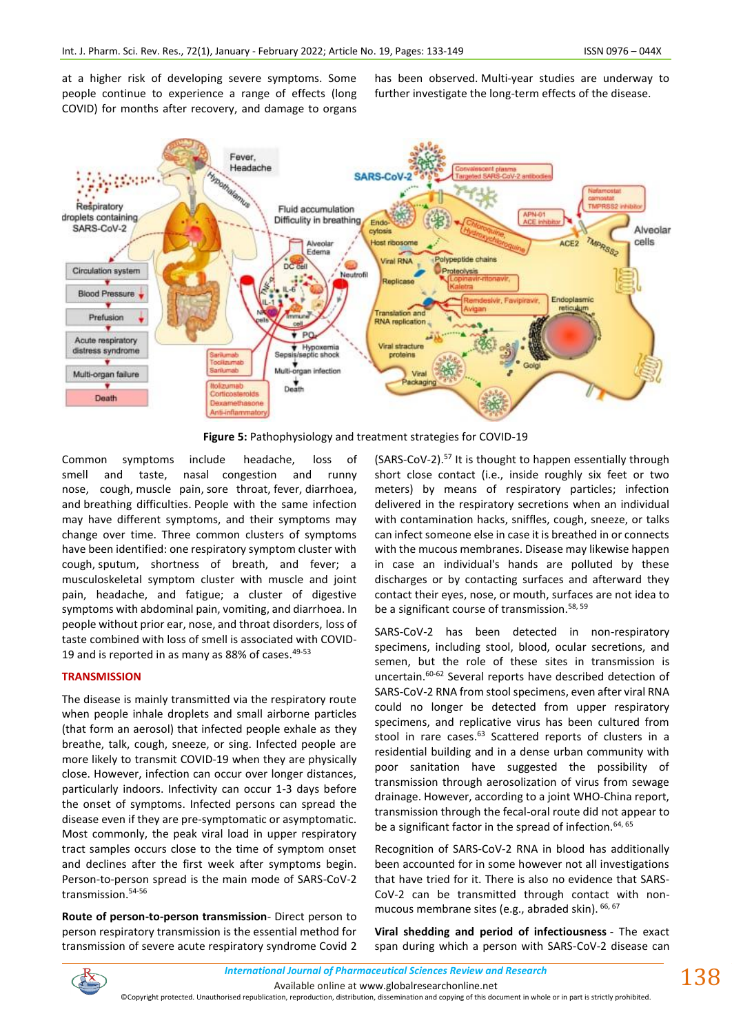at a higher risk of developing severe symptoms. Some people continue to experience a range of effects (long COVID) for months after recovery, and damage to organs has been observed. Multi-year studies are underway to further investigate the long-term effects of the disease.

**Figure 5:** Pathophysiology and treatment strategies for COVID-19

Common symptoms include headache, loss of smell and taste, nasal congestion and runny nose, cough, muscle pain, sore throat, fever, diarrhoea, and breathing difficulties. People with the same infection may have different symptoms, and their symptoms may change over time. Three common clusters of symptoms have been identified: one respiratory symptom cluster with cough, sputum, shortness of breath, and fever; a musculoskeletal symptom cluster with muscle and joint pain, headache, and fatigue; a cluster of digestive symptoms with abdominal pain, vomiting, and diarrhoea. In people without prior ear, nose, and throat disorders, loss of taste combined with loss of smell is associated with COVID-19 and is reported in as many as 88% of cases.[49-53]

## TRANSMISSION

The disease is mainly transmitted via the respiratory route when people inhale droplets and small airborne particles (that form an aerosol) that infected people exhale as they breathe, talk, cough, sneeze, or sing. Infected people are more likely to transmit COVID-19 when they are physically close. However, infection can occur over longer distances, particularly indoors. Infectivity can occur 1-3 days before the onset of symptoms. Infected persons can spread the disease even if they are pre-symptomatic or asymptomatic. Most commonly, the peak viral load in upper respiratory tract samples occurs close to the time of symptom onset and declines after the first week after symptoms begin. Person-to-person spread is the main mode of SARS-CoV-2 transmission.[54-56]

**Route of person-to-person transmission**- Direct person to person respiratory transmission is the essential method for transmission of severe acute respiratory syndrome Covid 2 (SARS-CoV-2).[57] It is thought to happen essentially through short close contact (i.e., inside roughly six feet or two meters) by means of respiratory particles; infection delivered in the respiratory secretions when an individual with contamination hacks, sniffles, cough, sneeze, or talks can infect someone else in case it is breathed in or connects with the mucous membranes. Disease may likewise happen in case an individual's hands are polluted by these discharges or by contacting surfaces and afterward they contact their eyes, nose, or mouth, surfaces are not idea to be a significant course of transmission.[58, 59]

SARS-CoV-2 has been detected in non-respiratory specimens, including stool, blood, ocular secretions, and semen, but the role of these sites in transmission is uncertain.[60-62] Several reports have described detection of SARS-CoV-2 RNA from stool specimens, even after viral RNA could no longer be detected from upper respiratory specimens, and replicative virus has been cultured from stool in rare cases.[63] Scattered reports of clusters in a residential building and in a dense urban community with poor sanitation have suggested the possibility of transmission through aerosolization of virus from sewage drainage. However, according to a joint WHO-China report, transmission through the fecal-oral route did not appear to be a significant factor in the spread of infection.[64, 65]

Recognition of SARS-CoV-2 RNA in blood has additionally been accounted for in some however not all investigations that have tried for it. There is also no evidence that SARS-CoV-2 can be transmitted through contact with non-mucous membrane sites (e.g., abraded skin).[66, 67]

**Viral shedding and period of infectiousness** - The exact span during which a person with SARS-CoV-2 disease can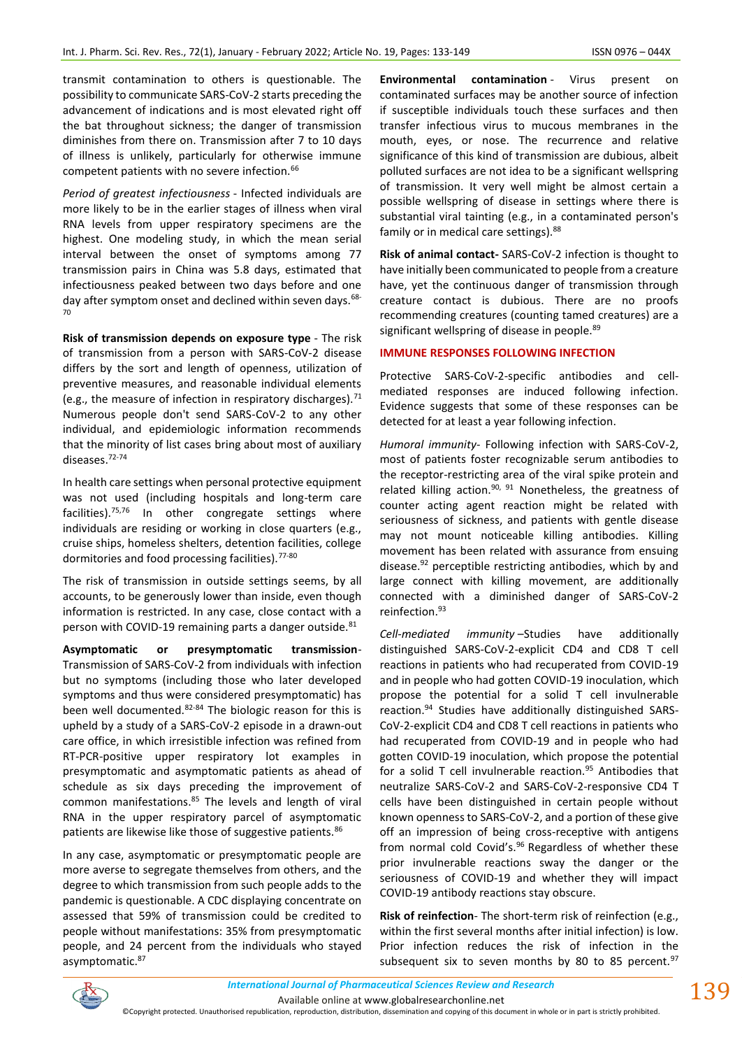transmit contamination to others is questionable. The possibility to communicate SARS-CoV-2 starts preceding the advancement of indications and is most elevated right off the bat throughout sickness; the danger of transmission diminishes from there on. Transmission after 7 to 10 days of illness is unlikely, particularly for otherwise immune competent patients with no severe infection.[66]

*Period of greatest infectiousness* - Infected individuals are more likely to be in the earlier stages of illness when viral RNA levels from upper respiratory specimens are the highest. One modeling study, in which the mean serial interval between the onset of symptoms among 77 transmission pairs in China was 5.8 days, estimated that infectiousness peaked between two days before and one day after symptom onset and declined within seven days.[68-70]

**Risk of transmission depends on exposure type** - The risk of transmission from a person with SARS-CoV-2 disease differs by the sort and length of openness, utilization of preventive measures, and reasonable individual elements (e.g., the measure of infection in respiratory discharges).[71] Numerous people don't send SARS-CoV-2 to any other individual, and epidemiologic information recommends that the minority of list cases bring about most of auxiliary diseases.[72-74]

In health care settings when personal protective equipment was not used (including hospitals and long-term care facilities).[75,76] In other congregate settings where individuals are residing or working in close quarters (e.g., cruise ships, homeless shelters, detention facilities, college dormitories and food processing facilities).[77-80]

The risk of transmission in outside settings seems, by all accounts, to be generously lower than inside, even though information is restricted. In any case, close contact with a person with COVID-19 remaining parts a danger outside.[81]

**Asymptomatic or presymptomatic transmission**- Transmission of SARS-CoV-2 from individuals with infection but no symptoms (including those who later developed symptoms and thus were considered presymptomatic) has been well documented.[82-84] The biologic reason for this is upheld by a study of a SARS-CoV-2 episode in a drawn-out care office, in which irresistible infection was refined from RT-PCR-positive upper respiratory lot examples in presymptomatic and asymptomatic patients as ahead of schedule as six days preceding the improvement of common manifestations.[85] The levels and length of viral RNA in the upper respiratory parcel of asymptomatic patients are likewise like those of suggestive patients.[86]

In any case, asymptomatic or presymptomatic people are more averse to segregate themselves from others, and the degree to which transmission from such people adds to the pandemic is questionable. A CDC displaying concentrate on assessed that 59% of transmission could be credited to people without manifestations: 35% from presymptomatic people, and 24 percent from the individuals who stayed asymptomatic.[87]

**Environmental contamination** - Virus present on contaminated surfaces may be another source of infection if susceptible individuals touch these surfaces and then transfer infectious virus to mucous membranes in the mouth, eyes, or nose. The recurrence and relative significance of this kind of transmission are dubious, albeit polluted surfaces are not idea to be a significant wellspring of transmission. It very well might be almost certain a possible wellspring of disease in settings where there is substantial viral tainting (e.g., in a contaminated person's family or in medical care settings).[88]

**Risk of animal contact-** SARS-CoV-2 infection is thought to have initially been communicated to people from a creature have, yet the continuous danger of transmission through creature contact is dubious. There are no proofs recommending creatures (counting tamed creatures) are a significant wellspring of disease in people.[89]

## IMMUNE RESPONSES FOLLOWING INFECTION

Protective SARS-CoV-2-specific antibodies and cell-mediated responses are induced following infection. Evidence suggests that some of these responses can be detected for at least a year following infection.

*Humoral immunity*- Following infection with SARS-CoV-2, most of patients foster recognizable serum antibodies to the receptor-restricting area of the viral spike protein and related killing action.[90, 91] Nonetheless, the greatness of counter acting agent reaction might be related with seriousness of sickness, and patients with gentle disease may not mount noticeable killing antibodies. Killing movement has been related with assurance from ensuing disease.[92] perceptible restricting antibodies, which by and large connect with killing movement, are additionally connected with a diminished danger of SARS-CoV-2 reinfection.[93]

*Cell-mediated immunity* –Studies have additionally distinguished SARS-CoV-2-explicit CD4 and CD8 T cell reactions in patients who had recuperated from COVID-19 and in people who had gotten COVID-19 inoculation, which propose the potential for a solid T cell invulnerable reaction.[94] Studies have additionally distinguished SARS-CoV-2-explicit CD4 and CD8 T cell reactions in patients who had recuperated from COVID-19 and in people who had gotten COVID-19 inoculation, which propose the potential for a solid T cell invulnerable reaction.[95] Antibodies that neutralize SARS-CoV-2 and SARS-CoV-2-responsive CD4 T cells have been distinguished in certain people without known openness to SARS-CoV-2, and a portion of these give off an impression of being cross-receptive with antigens from normal cold Covid's.[96] Regardless of whether these prior invulnerable reactions sway the danger or the seriousness of COVID-19 and whether they will impact COVID-19 antibody reactions stay obscure.

**Risk of reinfection**- The short-term risk of reinfection (e.g., within the first several months after initial infection) is low. Prior infection reduces the risk of infection in the subsequent six to seven months by 80 to 85 percent.[97]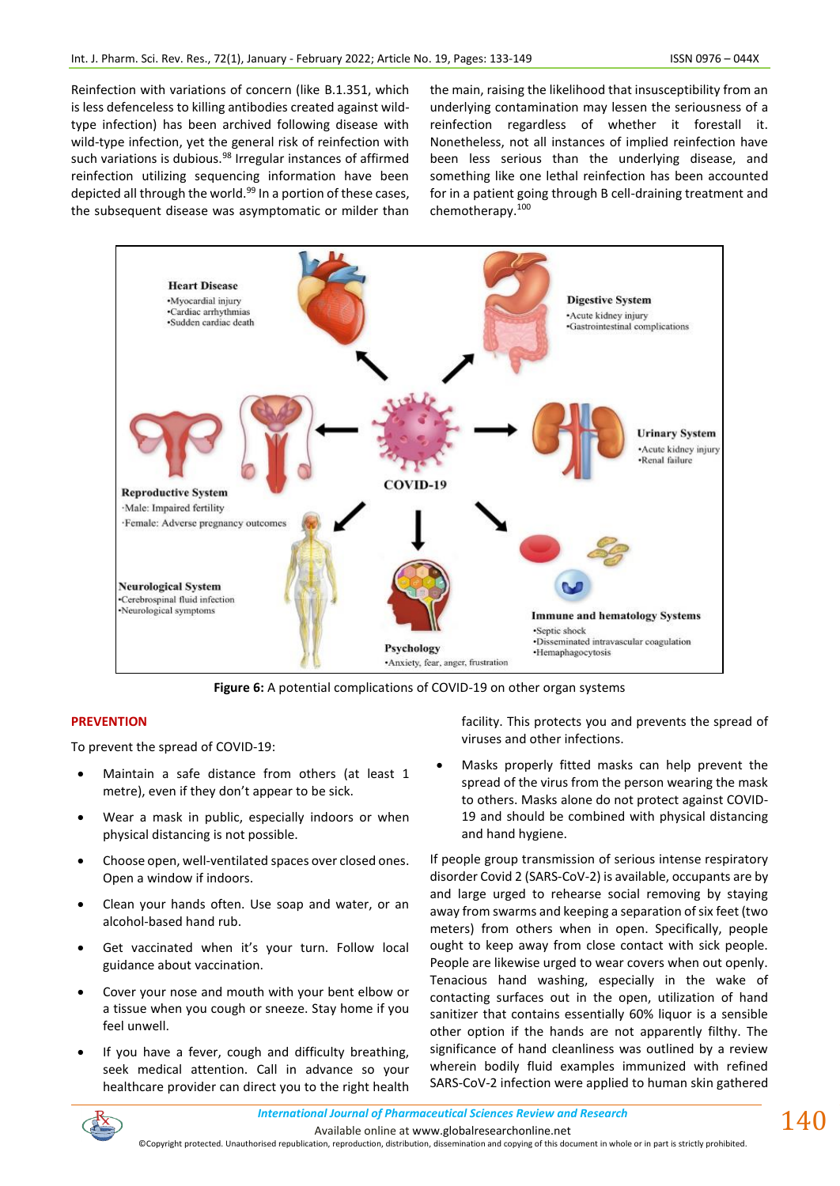Reinfection with variations of concern (like B.1.351, which is less defenceless to killing antibodies created against wild-type infection) has been archived following disease with wild-type infection, yet the general risk of reinfection with such variations is dubious.[98] Irregular instances of affirmed reinfection utilizing sequencing information have been depicted all through the world.[99] In a portion of these cases, the subsequent disease was asymptomatic or milder than the main, raising the likelihood that insusceptibility from an underlying contamination may lessen the seriousness of a reinfection regardless of whether it forestall it. Nonetheless, not all instances of implied reinfection have been less serious than the underlying disease, and something like one lethal reinfection has been accounted for in a patient going through B cell-draining treatment and chemotherapy.[100]

**Figure 6:** A potential complications of COVID-19 on other organ systems

## PREVENTION

To prevent the spread of COVID-19:

- Maintain a safe distance from others (at least 1 metre), even if they don't appear to be sick.
- Wear a mask in public, especially indoors or when physical distancing is not possible.
- Choose open, well-ventilated spaces over closed ones. Open a window if indoors.
- Clean your hands often. Use soap and water, or an alcohol-based hand rub.
- Get vaccinated when it's your turn. Follow local guidance about vaccination.
- Cover your nose and mouth with your bent elbow or a tissue when you cough or sneeze. Stay home if you feel unwell.
- If you have a fever, cough and difficulty breathing, seek medical attention. Call in advance so your healthcare provider can direct you to the right health facility. This protects you and prevents the spread of viruses and other infections.
- Masks properly fitted masks can help prevent the spread of the virus from the person wearing the mask to others. Masks alone do not protect against COVID-19 and should be combined with physical distancing and hand hygiene.

If people group transmission of serious intense respiratory disorder Covid 2 (SARS-CoV-2) is available, occupants are by and large urged to rehearse social removing by staying away from swarms and keeping a separation of six feet (two meters) from others when in open. Specifically, people ought to keep away from close contact with sick people. People are likewise urged to wear covers when out openly. Tenacious hand washing, especially in the wake of contacting surfaces out in the open, utilization of hand sanitizer that contains essentially 60% liquor is a sensible other option if the hands are not apparently filthy. The significance of hand cleanliness was outlined by a review wherein bodily fluid examples immunized with refined SARS-CoV-2 infection were applied to human skin gathered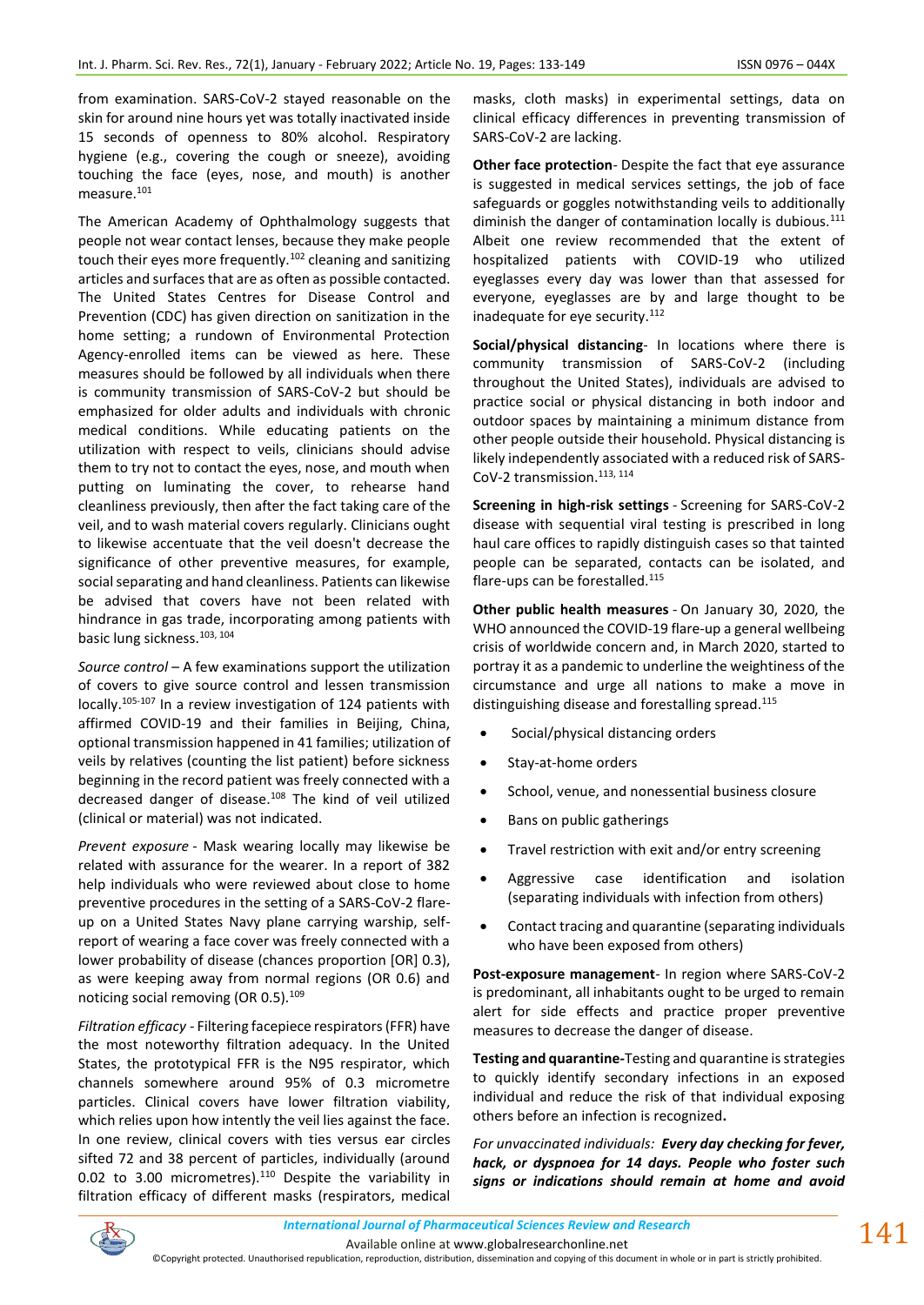from examination. SARS-CoV-2 stayed reasonable on the skin for around nine hours yet was totally inactivated inside 15 seconds of openness to 80% alcohol. Respiratory hygiene (e.g., covering the cough or sneeze), avoiding touching the face (eyes, nose, and mouth) is another measure.[101]

The American Academy of Ophthalmology suggests that people not wear contact lenses, because they make people touch their eyes more frequently.[102] cleaning and sanitizing articles and surfaces that are as often as possible contacted. The United States Centres for Disease Control and Prevention (CDC) has given direction on sanitization in the home setting; a rundown of Environmental Protection Agency-enrolled items can be viewed as here. These measures should be followed by all individuals when there is community transmission of SARS-CoV-2 but should be emphasized for older adults and individuals with chronic medical conditions. While educating patients on the utilization with respect to veils, clinicians should advise them to try not to contact the eyes, nose, and mouth when putting on luminating the cover, to rehearse hand cleanliness previously, then after the fact taking care of the veil, and to wash material covers regularly. Clinicians ought to likewise accentuate that the veil doesn't decrease the significance of other preventive measures, for example, social separating and hand cleanliness. Patients can likewise be advised that covers have not been related with hindrance in gas trade, incorporating among patients with basic lung sickness.[103, 104]

*Source control* – A few examinations support the utilization of covers to give source control and lessen transmission locally.[105-107] In a review investigation of 124 patients with affirmed COVID-19 and their families in Beijing, China, optional transmission happened in 41 families; utilization of veils by relatives (counting the list patient) before sickness beginning in the record patient was freely connected with a decreased danger of disease.[108] The kind of veil utilized (clinical or material) was not indicated.

*Prevent exposure* - Mask wearing locally may likewise be related with assurance for the wearer. In a report of 382 help individuals who were reviewed about close to home preventive procedures in the setting of a SARS-CoV-2 flare-up on a United States Navy plane carrying warship, self-report of wearing a face cover was freely connected with a lower probability of disease (chances proportion [OR] 0.3), as were keeping away from normal regions (OR 0.6) and noticing social removing (OR 0.5).[109]

*Filtration efficacy* - Filtering facepiece respirators (FFR) have the most noteworthy filtration adequacy. In the United States, the prototypical FFR is the N95 respirator, which channels somewhere around 95% of 0.3 micrometre particles. Clinical covers have lower filtration viability, which relies upon how intently the veil lies against the face. In one review, clinical covers with ties versus ear circles sifted 72 and 38 percent of particles, individually (around 0.02 to 3.00 micrometres).[110] Despite the variability in filtration efficacy of different masks (respirators, medical masks, cloth masks) in experimental settings, data on clinical efficacy differences in preventing transmission of SARS-CoV-2 are lacking.

**Other face protection**- Despite the fact that eye assurance is suggested in medical services settings, the job of face safeguards or goggles notwithstanding veils to additionally diminish the danger of contamination locally is dubious.[111] Albeit one review recommended that the extent of hospitalized patients with COVID-19 who utilized eyeglasses every day was lower than that assessed for everyone, eyeglasses are by and large thought to be inadequate for eye security.[112]

**Social/physical distancing**- In locations where there is community transmission of SARS-CoV-2 (including throughout the United States), individuals are advised to practice social or physical distancing in both indoor and outdoor spaces by maintaining a minimum distance from other people outside their household. Physical distancing is likely independently associated with a reduced risk of SARS-CoV-2 transmission.[113, 114]

**Screening in high-risk settings** - Screening for SARS-CoV-2 disease with sequential viral testing is prescribed in long haul care offices to rapidly distinguish cases so that tainted people can be separated, contacts can be isolated, and flare-ups can be forestalled.[115]

**Other public health measures** - On January 30, 2020, the WHO announced the COVID-19 flare-up a general wellbeing crisis of worldwide concern and, in March 2020, started to portray it as a pandemic to underline the weightiness of the circumstance and urge all nations to make a move in distinguishing disease and forestalling spread.[115]

- Social/physical distancing orders
- Stay-at-home orders
- School, venue, and nonessential business closure
- Bans on public gatherings
- Travel restriction with exit and/or entry screening
- Aggressive case identification and isolation (separating individuals with infection from others)
- Contact tracing and quarantine (separating individuals who have been exposed from others)

**Post-exposure management**- In region where SARS-CoV-2 is predominant, all inhabitants ought to be urged to remain alert for side effects and practice proper preventive measures to decrease the danger of disease.

**Testing and quarantine-**Testing and quarantine is strategies to quickly identify secondary infections in an exposed individual and reduce the risk of that individual exposing others before an infection is recognized**.**

*For unvaccinated individuals:* ***Every day checking for fever, hack, or dyspnoea for 14 days. People who foster such signs or indications should remain at home and avoid***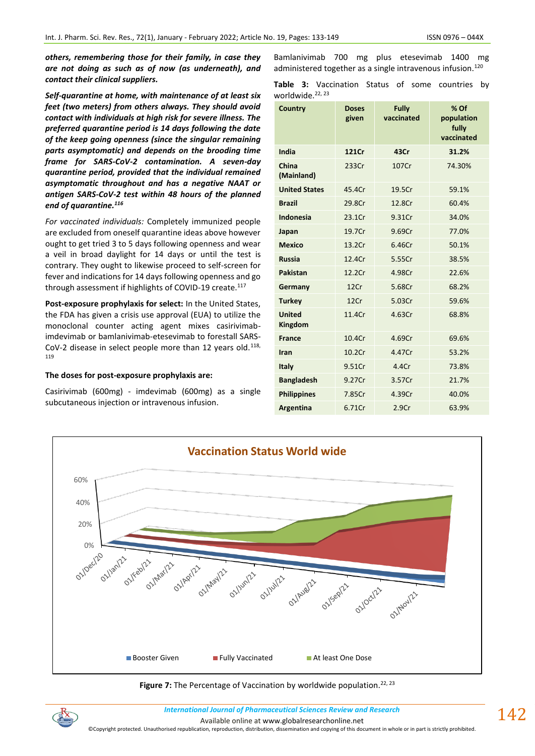***others, remembering those for their family, in case they are not doing as such as of now (as underneath), and contact their clinical suppliers.***

***Self-quarantine at home, with maintenance of at least six feet (two meters) from others always. They should avoid contact with individuals at high risk for severe illness. The preferred quarantine period is 14 days following the date of the keep going openness (since the singular remaining parts asymptomatic) and depends on the brooding time frame for SARS-CoV-2 contamination. A seven-day quarantine period, provided that the individual remained asymptomatic throughout and has a negative NAAT or antigen SARS-CoV-2 test within 48 hours of the planned end of quarantine.***[116]

*For vaccinated individuals:* Completely immunized people are excluded from oneself quarantine ideas above however ought to get tried 3 to 5 days following openness and wear a veil in broad daylight for 14 days or until the test is contrary. They ought to likewise proceed to self-screen for fever and indications for 14 days following openness and go through assessment if highlights of COVID-19 create.[117]

**Post-exposure prophylaxis for select:** In the United States, the FDA has given a crisis use approval (EUA) to utilize the monoclonal counter acting agent mixes casirivimab-imdevimab or bamlanivimab-etesevimab to forestall SARS-CoV-2 disease in select people more than 12 years old.[118, 119]

**The doses for post-exposure prophylaxis are:**

Casirivimab (600mg) - imdevimab (600mg) as a single subcutaneous injection or intravenous infusion.

Bamlanivimab 700 mg plus etesevimab 1400 mg administered together as a single intravenous infusion.[120]

**Table 3:** Vaccination Status of some countries by worldwide.[22, 23]

| Country | Doses given | Fully vaccinated | % Of population fully vaccinated |
|---|---|---|---|
| **India** | **121Cr** | **43Cr** | **31.2%** |
| **China (Mainland)** | 233Cr | 107Cr | 74.30% |
| **United States** | 45.4Cr | 19.5Cr | 59.1% |
| **Brazil** | 29.8Cr | 12.8Cr | 60.4% |
| **Indonesia** | 23.1Cr | 9.31Cr | 34.0% |
| **Japan** | 19.7Cr | 9.69Cr | 77.0% |
| **Mexico** | 13.2Cr | 6.46Cr | 50.1% |
| **Russia** | 12.4Cr | 5.55Cr | 38.5% |
| **Pakistan** | 12.2Cr | 4.98Cr | 22.6% |
| **Germany** | 12Cr | 5.68Cr | 68.2% |
| **Turkey** | 12Cr | 5.03Cr | 59.6% |
| **United Kingdom** | 11.4Cr | 4.63Cr | 68.8% |
| **France** | 10.4Cr | 4.69Cr | 69.6% |
| **Iran** | 10.2Cr | 4.47Cr | 53.2% |
| **Italy** | 9.51Cr | 4.4Cr | 73.8% |
| **Bangladesh** | 9.27Cr | 3.57Cr | 21.7% |
| **Philippines** | 7.85Cr | 4.39Cr | 40.0% |
| **Argentina** | 6.71Cr | 2.9Cr | 63.9% |

**Figure 7:** The Percentage of Vaccination by worldwide population.[22, 23]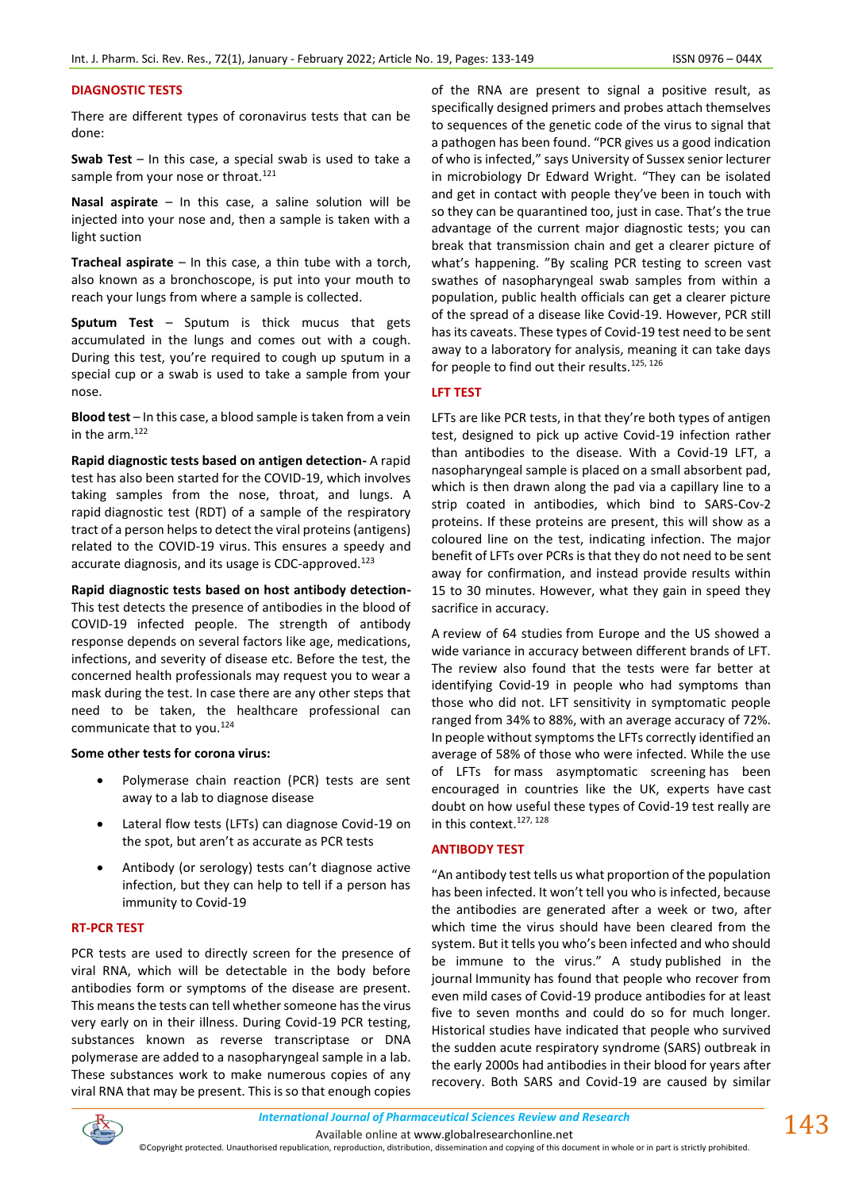## DIAGNOSTIC TESTS

There are different types of coronavirus tests that can be done:

**Swab Test** – In this case, a special swab is used to take a sample from your nose or throat.[121]

**Nasal aspirate** – In this case, a saline solution will be injected into your nose and, then a sample is taken with a light suction

**Tracheal aspirate** – In this case, a thin tube with a torch, also known as a bronchoscope, is put into your mouth to reach your lungs from where a sample is collected.

**Sputum Test** – Sputum is thick mucus that gets accumulated in the lungs and comes out with a cough. During this test, you're required to cough up sputum in a special cup or a swab is used to take a sample from your nose.

**Blood test** – In this case, a blood sample is taken from a vein in the arm.[122]

**Rapid diagnostic tests based on antigen detection-** A rapid test has also been started for the COVID-19, which involves taking samples from the nose, throat, and lungs. A rapid diagnostic test (RDT) of a sample of the respiratory tract of a person helps to detect the viral proteins (antigens) related to the COVID-19 virus. This ensures a speedy and accurate diagnosis, and its usage is CDC-approved.[123]

**Rapid diagnostic tests based on host antibody detection-** This test detects the presence of antibodies in the blood of COVID-19 infected people. The strength of antibody response depends on several factors like age, medications, infections, and severity of disease etc. Before the test, the concerned health professionals may request you to wear a mask during the test. In case there are any other steps that need to be taken, the healthcare professional can communicate that to you.[124]

**Some other tests for corona virus:**

- Polymerase chain reaction (PCR) tests are sent away to a lab to diagnose disease
- Lateral flow tests (LFTs) can diagnose Covid-19 on the spot, but aren't as accurate as PCR tests
- Antibody (or serology) tests can't diagnose active infection, but they can help to tell if a person has immunity to Covid-19

## RT-PCR TEST

PCR tests are used to directly screen for the presence of viral RNA, which will be detectable in the body before antibodies form or symptoms of the disease are present. This means the tests can tell whether someone has the virus very early on in their illness. During Covid-19 PCR testing, substances known as reverse transcriptase or DNA polymerase are added to a nasopharyngeal sample in a lab. These substances work to make numerous copies of any viral RNA that may be present. This is so that enough copies of the RNA are present to signal a positive result, as specifically designed primers and probes attach themselves to sequences of the genetic code of the virus to signal that a pathogen has been found. "PCR gives us a good indication of who is infected," says University of Sussex senior lecturer in microbiology Dr Edward Wright. "They can be isolated and get in contact with people they've been in touch with so they can be quarantined too, just in case. That's the true advantage of the current major diagnostic tests; you can break that transmission chain and get a clearer picture of what's happening. "By scaling PCR testing to screen vast swathes of nasopharyngeal swab samples from within a population, public health officials can get a clearer picture of the spread of a disease like Covid-19. However, PCR still has its caveats. These types of Covid-19 test need to be sent away to a laboratory for analysis, meaning it can take days for people to find out their results.[125, 126]

## LFT TEST

LFTs are like PCR tests, in that they're both types of antigen test, designed to pick up active Covid-19 infection rather than antibodies to the disease. With a Covid-19 LFT, a nasopharyngeal sample is placed on a small absorbent pad, which is then drawn along the pad via a capillary line to a strip coated in antibodies, which bind to SARS-Cov-2 proteins. If these proteins are present, this will show as a coloured line on the test, indicating infection. The major benefit of LFTs over PCRs is that they do not need to be sent away for confirmation, and instead provide results within 15 to 30 minutes. However, what they gain in speed they sacrifice in accuracy.

A review of 64 studies from Europe and the US showed a wide variance in accuracy between different brands of LFT. The review also found that the tests were far better at identifying Covid-19 in people who had symptoms than those who did not. LFT sensitivity in symptomatic people ranged from 34% to 88%, with an average accuracy of 72%. In people without symptoms the LFTs correctly identified an average of 58% of those who were infected. While the use of LFTs for mass asymptomatic screening has been encouraged in countries like the UK, experts have cast doubt on how useful these types of Covid-19 test really are in this context.[127, 128]

## ANTIBODY TEST

"An antibody test tells us what proportion of the population has been infected. It won't tell you who is infected, because the antibodies are generated after a week or two, after which time the virus should have been cleared from the system. But it tells you who's been infected and who should be immune to the virus." A study published in the journal Immunity has found that people who recover from even mild cases of Covid-19 produce antibodies for at least five to seven months and could do so for much longer. Historical studies have indicated that people who survived the sudden acute respiratory syndrome (SARS) outbreak in the early 2000s had antibodies in their blood for years after recovery. Both SARS and Covid-19 are caused by similar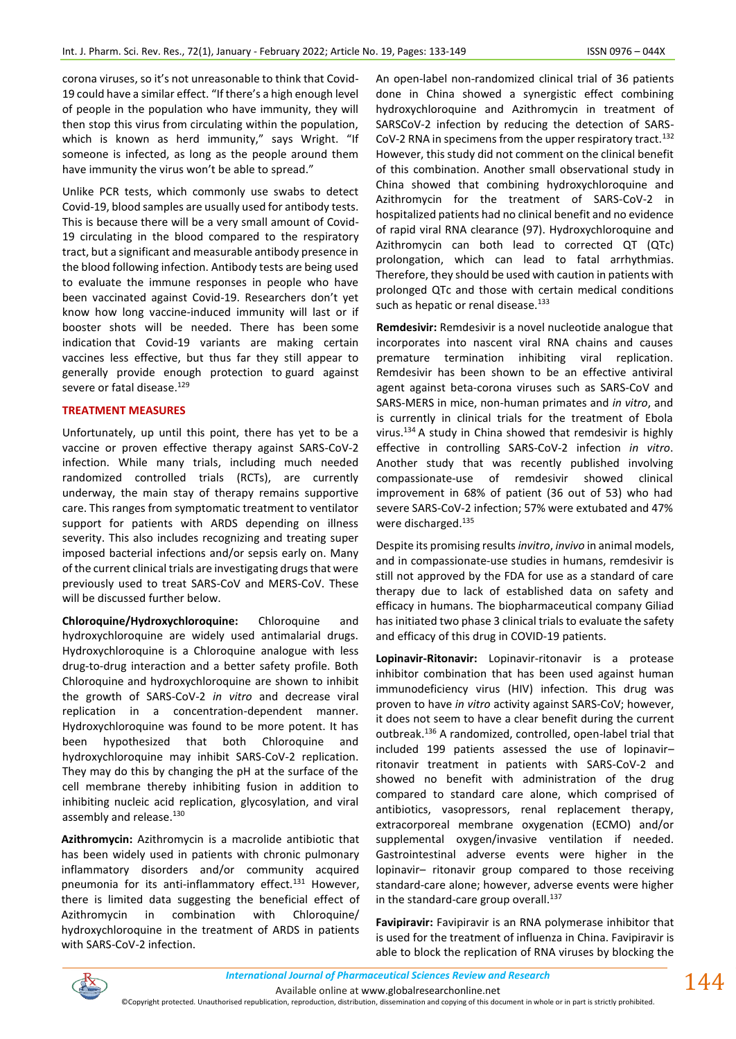corona viruses, so it's not unreasonable to think that Covid-19 could have a similar effect. "If there's a high enough level of people in the population who have immunity, they will then stop this virus from circulating within the population, which is known as herd immunity," says Wright. "If someone is infected, as long as the people around them have immunity the virus won't be able to spread."

Unlike PCR tests, which commonly use swabs to detect Covid-19, blood samples are usually used for antibody tests. This is because there will be a very small amount of Covid-19 circulating in the blood compared to the respiratory tract, but a significant and measurable antibody presence in the blood following infection. Antibody tests are being used to evaluate the immune responses in people who have been vaccinated against Covid-19. Researchers don't yet know how long vaccine-induced immunity will last or if booster shots will be needed. There has been some indication that Covid-19 variants are making certain vaccines less effective, but thus far they still appear to generally provide enough protection to guard against severe or fatal disease.[129]

## TREATMENT MEASURES

Unfortunately, up until this point, there has yet to be a vaccine or proven effective therapy against SARS-CoV-2 infection. While many trials, including much needed randomized controlled trials (RCTs), are currently underway, the main stay of therapy remains supportive care. This ranges from symptomatic treatment to ventilator support for patients with ARDS depending on illness severity. This also includes recognizing and treating super imposed bacterial infections and/or sepsis early on. Many of the current clinical trials are investigating drugs that were previously used to treat SARS-CoV and MERS-CoV. These will be discussed further below.

**Chloroquine/Hydroxychloroquine:** Chloroquine and hydroxychloroquine are widely used antimalarial drugs. Hydroxychloroquine is a Chloroquine analogue with less drug-to-drug interaction and a better safety profile. Both Chloroquine and hydroxychloroquine are shown to inhibit the growth of SARS-CoV-2 *in vitro* and decrease viral replication in a concentration-dependent manner. Hydroxychloroquine was found to be more potent. It has been hypothesized that both Chloroquine and hydroxychloroquine may inhibit SARS-CoV-2 replication. They may do this by changing the pH at the surface of the cell membrane thereby inhibiting fusion in addition to inhibiting nucleic acid replication, glycosylation, and viral assembly and release.[130]

**Azithromycin:** Azithromycin is a macrolide antibiotic that has been widely used in patients with chronic pulmonary inflammatory disorders and/or community acquired pneumonia for its anti-inflammatory effect.[131] However, there is limited data suggesting the beneficial effect of Azithromycin in combination with Chloroquine/ hydroxychloroquine in the treatment of ARDS in patients with SARS-CoV-2 infection.

An open-label non-randomized clinical trial of 36 patients done in China showed a synergistic effect combining hydroxychloroquine and Azithromycin in treatment of SARSCoV-2 infection by reducing the detection of SARS-CoV-2 RNA in specimens from the upper respiratory tract.[132] However, this study did not comment on the clinical benefit of this combination. Another small observational study in China showed that combining hydroxychloroquine and Azithromycin for the treatment of SARS-CoV-2 in hospitalized patients had no clinical benefit and no evidence of rapid viral RNA clearance (97). Hydroxychloroquine and Azithromycin can both lead to corrected QT (QTc) prolongation, which can lead to fatal arrhythmias. Therefore, they should be used with caution in patients with prolonged QTc and those with certain medical conditions such as hepatic or renal disease.[133]

**Remdesivir:** Remdesivir is a novel nucleotide analogue that incorporates into nascent viral RNA chains and causes premature termination inhibiting viral replication. Remdesivir has been shown to be an effective antiviral agent against beta-corona viruses such as SARS-CoV and SARS-MERS in mice, non-human primates and *in vitro*, and is currently in clinical trials for the treatment of Ebola virus.[134] A study in China showed that remdesivir is highly effective in controlling SARS-CoV-2 infection *in vitro*. Another study that was recently published involving compassionate-use of remdesivir showed clinical improvement in 68% of patient (36 out of 53) who had severe SARS-CoV-2 infection; 57% were extubated and 47% were discharged.[135]

Despite its promising results *invitro*, *invivo* in animal models, and in compassionate-use studies in humans, remdesivir is still not approved by the FDA for use as a standard of care therapy due to lack of established data on safety and efficacy in humans. The biopharmaceutical company Giliad has initiated two phase 3 clinical trials to evaluate the safety and efficacy of this drug in COVID-19 patients.

**Lopinavir-Ritonavir:** Lopinavir-ritonavir is a protease inhibitor combination that has been used against human immunodeficiency virus (HIV) infection. This drug was proven to have *in vitro* activity against SARS-CoV; however, it does not seem to have a clear benefit during the current outbreak.[136] A randomized, controlled, open-label trial that included 199 patients assessed the use of lopinavir–ritonavir treatment in patients with SARS-CoV-2 and showed no benefit with administration of the drug compared to standard care alone, which comprised of antibiotics, vasopressors, renal replacement therapy, extracorporeal membrane oxygenation (ECMO) and/or supplemental oxygen/invasive ventilation if needed. Gastrointestinal adverse events were higher in the lopinavir– ritonavir group compared to those receiving standard-care alone; however, adverse events were higher in the standard-care group overall.[137]

**Favipiravir:** Favipiravir is an RNA polymerase inhibitor that is used for the treatment of influenza in China. Favipiravir is able to block the replication of RNA viruses by blocking the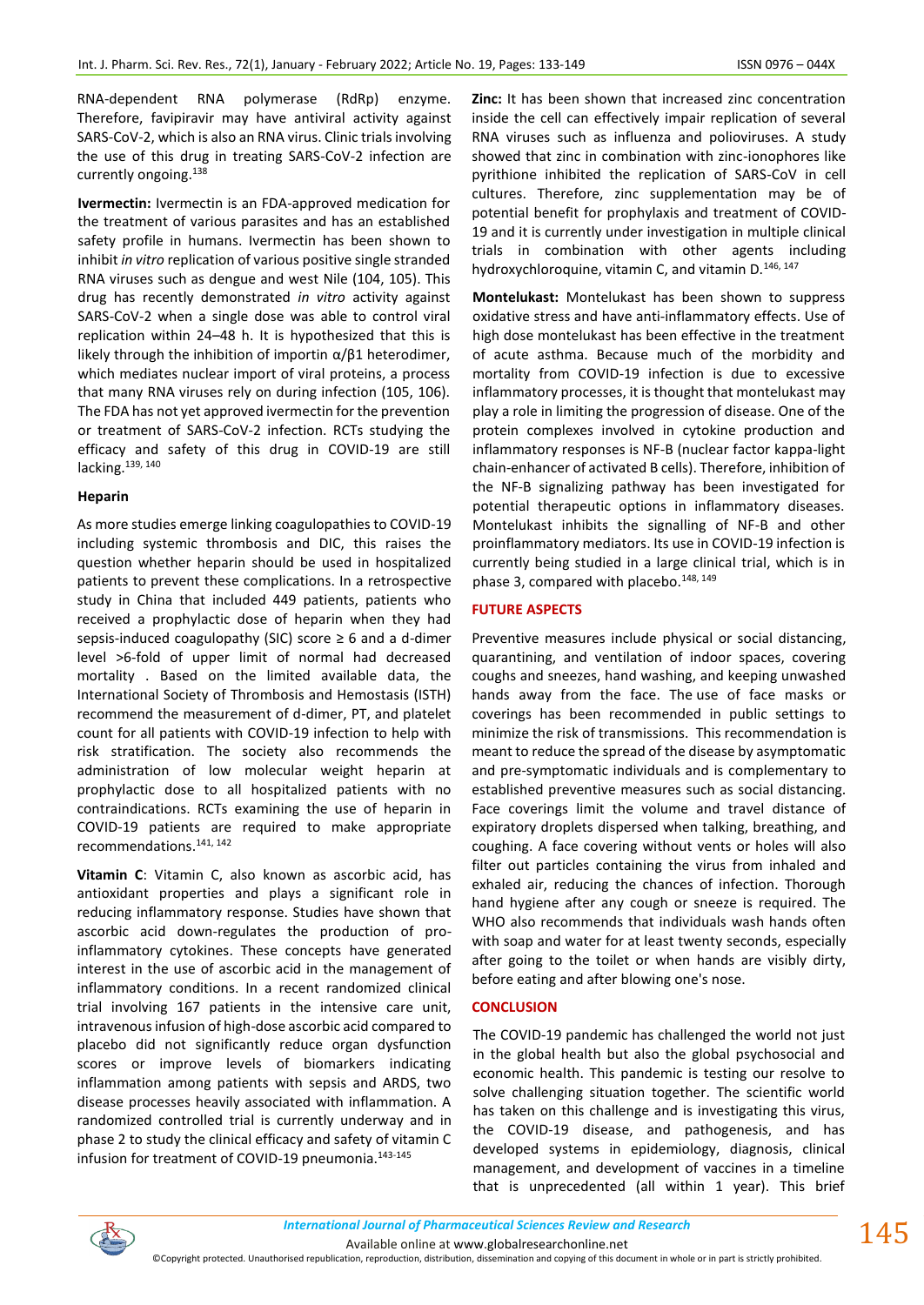RNA-dependent RNA polymerase (RdRp) enzyme. Therefore, favipiravir may have antiviral activity against SARS-CoV-2, which is also an RNA virus. Clinic trials involving the use of this drug in treating SARS-CoV-2 infection are currently ongoing.[138]

**Ivermectin:** Ivermectin is an FDA-approved medication for the treatment of various parasites and has an established safety profile in humans. Ivermectin has been shown to inhibit *in vitro* replication of various positive single stranded RNA viruses such as dengue and west Nile (104, 105). This drug has recently demonstrated *in vitro* activity against SARS-CoV-2 when a single dose was able to control viral replication within 24–48 h. It is hypothesized that this is likely through the inhibition of importin α/β1 heterodimer, which mediates nuclear import of viral proteins, a process that many RNA viruses rely on during infection (105, 106). The FDA has not yet approved ivermectin for the prevention or treatment of SARS-CoV-2 infection. RCTs studying the efficacy and safety of this drug in COVID-19 are still lacking.[139, 140]

### Heparin

As more studies emerge linking coagulopathies to COVID-19 including systemic thrombosis and DIC, this raises the question whether heparin should be used in hospitalized patients to prevent these complications. In a retrospective study in China that included 449 patients, patients who received a prophylactic dose of heparin when they had sepsis-induced coagulopathy (SIC) score ≥ 6 and a d-dimer level >6-fold of upper limit of normal had decreased mortality . Based on the limited available data, the International Society of Thrombosis and Hemostasis (ISTH) recommend the measurement of d-dimer, PT, and platelet count for all patients with COVID-19 infection to help with risk stratification. The society also recommends the administration of low molecular weight heparin at prophylactic dose to all hospitalized patients with no contraindications. RCTs examining the use of heparin in COVID-19 patients are required to make appropriate recommendations.[141, 142]

**Vitamin C**: Vitamin C, also known as ascorbic acid, has antioxidant properties and plays a significant role in reducing inflammatory response. Studies have shown that ascorbic acid down-regulates the production of pro-inflammatory cytokines. These concepts have generated interest in the use of ascorbic acid in the management of inflammatory conditions. In a recent randomized clinical trial involving 167 patients in the intensive care unit, intravenous infusion of high-dose ascorbic acid compared to placebo did not significantly reduce organ dysfunction scores or improve levels of biomarkers indicating inflammation among patients with sepsis and ARDS, two disease processes heavily associated with inflammation. A randomized controlled trial is currently underway and in phase 2 to study the clinical efficacy and safety of vitamin C infusion for treatment of COVID-19 pneumonia.[143-145]

**Zinc:** It has been shown that increased zinc concentration inside the cell can effectively impair replication of several RNA viruses such as influenza and polioviruses. A study showed that zinc in combination with zinc-ionophores like pyrithione inhibited the replication of SARS-CoV in cell cultures. Therefore, zinc supplementation may be of potential benefit for prophylaxis and treatment of COVID-19 and it is currently under investigation in multiple clinical trials in combination with other agents including hydroxychloroquine, vitamin C, and vitamin D.[146, 147]

**Montelukast:** Montelukast has been shown to suppress oxidative stress and have anti-inflammatory effects. Use of high dose montelukast has been effective in the treatment of acute asthma. Because much of the morbidity and mortality from COVID-19 infection is due to excessive inflammatory processes, it is thought that montelukast may play a role in limiting the progression of disease. One of the protein complexes involved in cytokine production and inflammatory responses is NF-B (nuclear factor kappa-light chain-enhancer of activated B cells). Therefore, inhibition of the NF-B signalizing pathway has been investigated for potential therapeutic options in inflammatory diseases. Montelukast inhibits the signalling of NF-B and other proinflammatory mediators. Its use in COVID-19 infection is currently being studied in a large clinical trial, which is in phase 3, compared with placebo.[148, 149]

## FUTURE ASPECTS

Preventive measures include physical or social distancing, quarantining, and ventilation of indoor spaces, covering coughs and sneezes, hand washing, and keeping unwashed hands away from the face. The use of face masks or coverings has been recommended in public settings to minimize the risk of transmissions. This recommendation is meant to reduce the spread of the disease by asymptomatic and pre-symptomatic individuals and is complementary to established preventive measures such as social distancing. Face coverings limit the volume and travel distance of expiratory droplets dispersed when talking, breathing, and coughing. A face covering without vents or holes will also filter out particles containing the virus from inhaled and exhaled air, reducing the chances of infection. Thorough hand hygiene after any cough or sneeze is required. The WHO also recommends that individuals wash hands often with soap and water for at least twenty seconds, especially after going to the toilet or when hands are visibly dirty, before eating and after blowing one's nose.

## CONCLUSION

The COVID-19 pandemic has challenged the world not just in the global health but also the global psychosocial and economic health. This pandemic is testing our resolve to solve challenging situation together. The scientific world has taken on this challenge and is investigating this virus, the COVID-19 disease, and pathogenesis, and has developed systems in epidemiology, diagnosis, clinical management, and development of vaccines in a timeline that is unprecedented (all within 1 year). This brief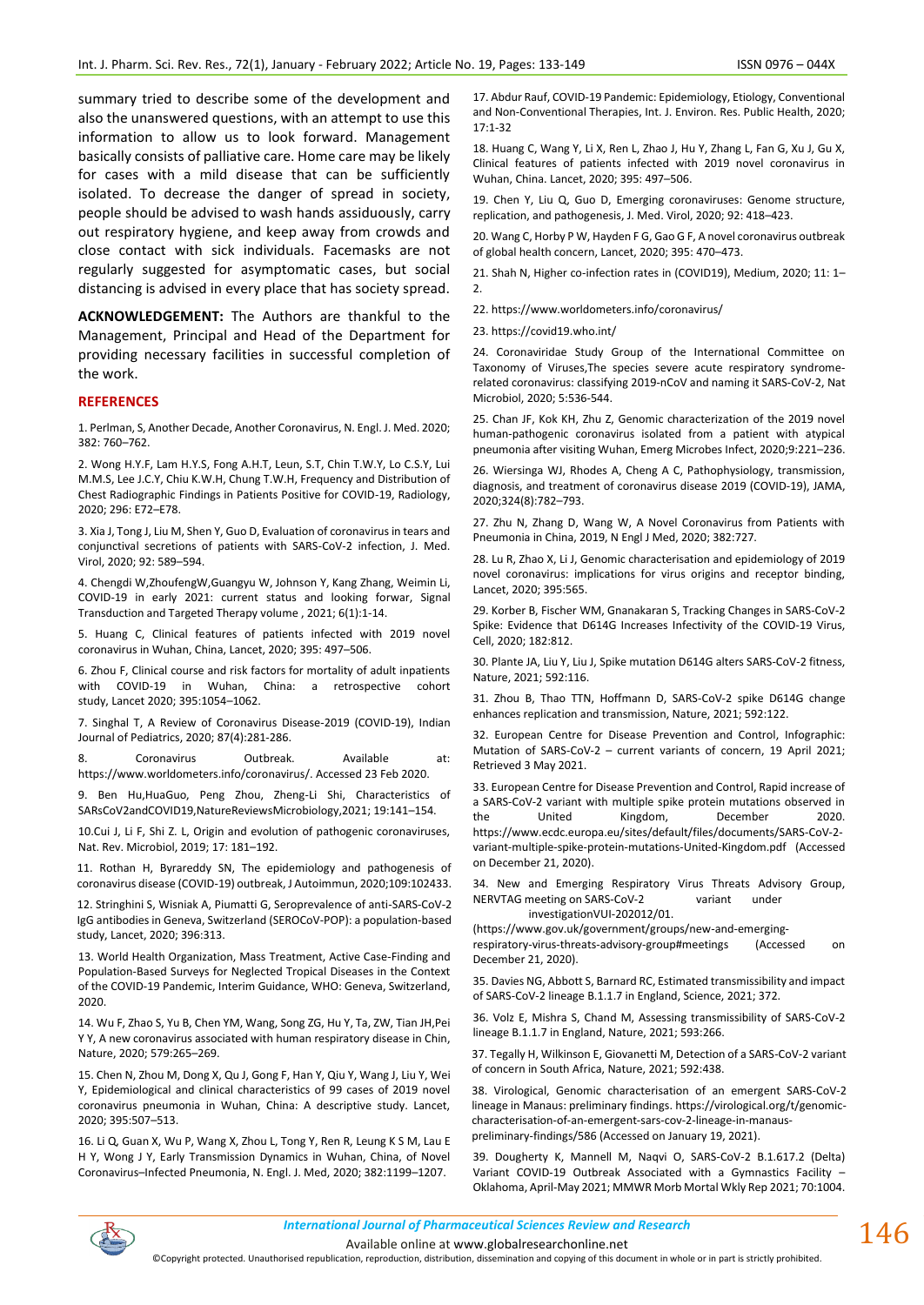summary tried to describe some of the development and also the unanswered questions, with an attempt to use this information to allow us to look forward. Management basically consists of palliative care. Home care may be likely for cases with a mild disease that can be sufficiently isolated. To decrease the danger of spread in society, people should be advised to wash hands assiduously, carry out respiratory hygiene, and keep away from crowds and close contact with sick individuals. Facemasks are not regularly suggested for asymptomatic cases, but social distancing is advised in every place that has society spread.

**ACKNOWLEDGEMENT:** The Authors are thankful to the Management, Principal and Head of the Department for providing necessary facilities in successful completion of the work.

## REFERENCES

1. Perlman, S, Another Decade, Another Coronavirus, N. Engl. J. Med. 2020; 382: 760–762.

2. Wong H.Y.F, Lam H.Y.S, Fong A.H.T, Leun, S.T, Chin T.W.Y, Lo C.S.Y, Lui M.M.S, Lee J.C.Y, Chiu K.W.H, Chung T.W.H, Frequency and Distribution of Chest Radiographic Findings in Patients Positive for COVID-19, Radiology, 2020; 296: E72–E78.

3. Xia J, Tong J, Liu M, Shen Y, Guo D, Evaluation of coronavirus in tears and conjunctival secretions of patients with SARS-CoV-2 infection, J. Med. Virol, 2020; 92: 589–594.

4. Chengdi W,ZhoufengW,Guangyu W, Johnson Y, Kang Zhang, Weimin Li, COVID-19 in early 2021: current status and looking forwar, Signal Transduction and Targeted Therapy volume , 2021; 6(1):1-14.

5. Huang C, Clinical features of patients infected with 2019 novel coronavirus in Wuhan, China, Lancet, 2020; 395: 497–506.

6. Zhou F, Clinical course and risk factors for mortality of adult inpatients with COVID-19 in Wuhan, China: a retrospective cohort study, Lancet 2020; 395:1054–1062.

7. Singhal T, A Review of Coronavirus Disease-2019 (COVID-19), Indian Journal of Pediatrics, 2020; 87(4):281-286.

8. Coronavirus Outbreak. Available at: https://www.worldometers.info/coronavirus/. Accessed 23 Feb 2020.

9. Ben Hu,HuaGuo, Peng Zhou, Zheng-Li Shi, Characteristics of SARsCoV2andCOVID19,NatureReviewsMicrobiology,2021; 19:141–154.

10.Cui J, Li F, Shi Z. L, Origin and evolution of pathogenic coronaviruses, Nat. Rev. Microbiol, 2019; 17: 181–192.

11. Rothan H, Byrareddy SN, The epidemiology and pathogenesis of coronavirus disease (COVID-19) outbreak, J Autoimmun, 2020;109:102433.

12. Stringhini S, Wisniak A, Piumatti G, Seroprevalence of anti-SARS-CoV-2 IgG antibodies in Geneva, Switzerland (SEROCoV-POP): a population-based study, Lancet, 2020; 396:313.

13. World Health Organization, Mass Treatment, Active Case-Finding and Population-Based Surveys for Neglected Tropical Diseases in the Context of the COVID-19 Pandemic, Interim Guidance, WHO: Geneva, Switzerland, 2020.

14. Wu F, Zhao S, Yu B, Chen YM, Wang, Song ZG, Hu Y, Ta, ZW, Tian JH,Pei Y Y, A new coronavirus associated with human respiratory disease in Chin, Nature, 2020; 579:265–269.

15. Chen N, Zhou M, Dong X, Qu J, Gong F, Han Y, Qiu Y, Wang J, Liu Y, Wei Y, Epidemiological and clinical characteristics of 99 cases of 2019 novel coronavirus pneumonia in Wuhan, China: A descriptive study. Lancet, 2020; 395:507–513.

16. Li Q, Guan X, Wu P, Wang X, Zhou L, Tong Y, Ren R, Leung K S M, Lau E H Y, Wong J Y, Early Transmission Dynamics in Wuhan, China, of Novel Coronavirus–Infected Pneumonia, N. Engl. J. Med, 2020; 382:1199–1207.

17. Abdur Rauf, COVID-19 Pandemic: Epidemiology, Etiology, Conventional and Non-Conventional Therapies, Int. J. Environ. Res. Public Health, 2020; 17:1-32

18. Huang C, Wang Y, Li X, Ren L, Zhao J, Hu Y, Zhang L, Fan G, Xu J, Gu X, Clinical features of patients infected with 2019 novel coronavirus in Wuhan, China. Lancet, 2020; 395: 497–506.

19. Chen Y, Liu Q, Guo D, Emerging coronaviruses: Genome structure, replication, and pathogenesis, J. Med. Virol, 2020; 92: 418–423.

20. Wang C, Horby P W, Hayden F G, Gao G F, A novel coronavirus outbreak of global health concern, Lancet, 2020; 395: 470–473.

21. Shah N, Higher co-infection rates in (COVID19), Medium, 2020; 11: 1–2.

22. https://www.worldometers.info/coronavirus/

23. https://covid19.who.int/

24. Coronaviridae Study Group of the International Committee on Taxonomy of Viruses,The species severe acute respiratory syndrome-related coronavirus: classifying 2019-nCoV and naming it SARS-CoV-2, Nat Microbiol, 2020; 5:536-544.

25. Chan JF, Kok KH, Zhu Z, Genomic characterization of the 2019 novel human-pathogenic coronavirus isolated from a patient with atypical pneumonia after visiting Wuhan, Emerg Microbes Infect, 2020;9:221–236.

26. Wiersinga WJ, Rhodes A, Cheng A C, Pathophysiology, transmission, diagnosis, and treatment of coronavirus disease 2019 (COVID-19), JAMA, 2020;324(8):782–793.

27. Zhu N, Zhang D, Wang W, A Novel Coronavirus from Patients with Pneumonia in China, 2019, N Engl J Med, 2020; 382:727.

28. Lu R, Zhao X, Li J, Genomic characterisation and epidemiology of 2019 novel coronavirus: implications for virus origins and receptor binding, Lancet, 2020; 395:565.

29. Korber B, Fischer WM, Gnanakaran S, Tracking Changes in SARS-CoV-2 Spike: Evidence that D614G Increases Infectivity of the COVID-19 Virus, Cell, 2020; 182:812.

30. Plante JA, Liu Y, Liu J, Spike mutation D614G alters SARS-CoV-2 fitness, Nature, 2021; 592:116.

31. Zhou B, Thao TTN, Hoffmann D, SARS-CoV-2 spike D614G change enhances replication and transmission, Nature, 2021; 592:122.

32. European Centre for Disease Prevention and Control, Infographic: Mutation of SARS-CoV-2 – current variants of concern, 19 April 2021; Retrieved 3 May 2021.

33. European Centre for Disease Prevention and Control, Rapid increase of a SARS-CoV-2 variant with multiple spike protein mutations observed in the United Kingdom, December 2020. https://www.ecdc.europa.eu/sites/default/files/documents/SARS-CoV-2-variant-multiple-spike-protein-mutations-United-Kingdom.pdf (Accessed on December 21, 2020).

34. New and Emerging Respiratory Virus Threats Advisory Group, NERVTAG meeting on SARS-CoV-2 variant under investigationVUI-202012/01. (https://www.gov.uk/government/groups/new-and-emerging-respiratory-virus-threats-advisory-group#meetings (Accessed on December 21, 2020).

35. Davies NG, Abbott S, Barnard RC, Estimated transmissibility and impact of SARS-CoV-2 lineage B.1.1.7 in England, Science, 2021; 372.

36. Volz E, Mishra S, Chand M, Assessing transmissibility of SARS-CoV-2 lineage B.1.1.7 in England, Nature, 2021; 593:266.

37. Tegally H, Wilkinson E, Giovanetti M, Detection of a SARS-CoV-2 variant of concern in South Africa, Nature, 2021; 592:438.

38. Virological, Genomic characterisation of an emergent SARS-CoV-2 lineage in Manaus: preliminary findings. https://virological.org/t/genomic-characterisation-of-an-emergent-sars-cov-2-lineage-in-manaus-preliminary-findings/586 (Accessed on January 19, 2021).

39. Dougherty K, Mannell M, Naqvi O, SARS-CoV-2 B.1.617.2 (Delta) Variant COVID-19 Outbreak Associated with a Gymnastics Facility – Oklahoma, April-May 2021; MMWR Morb Mortal Wkly Rep 2021; 70:1004.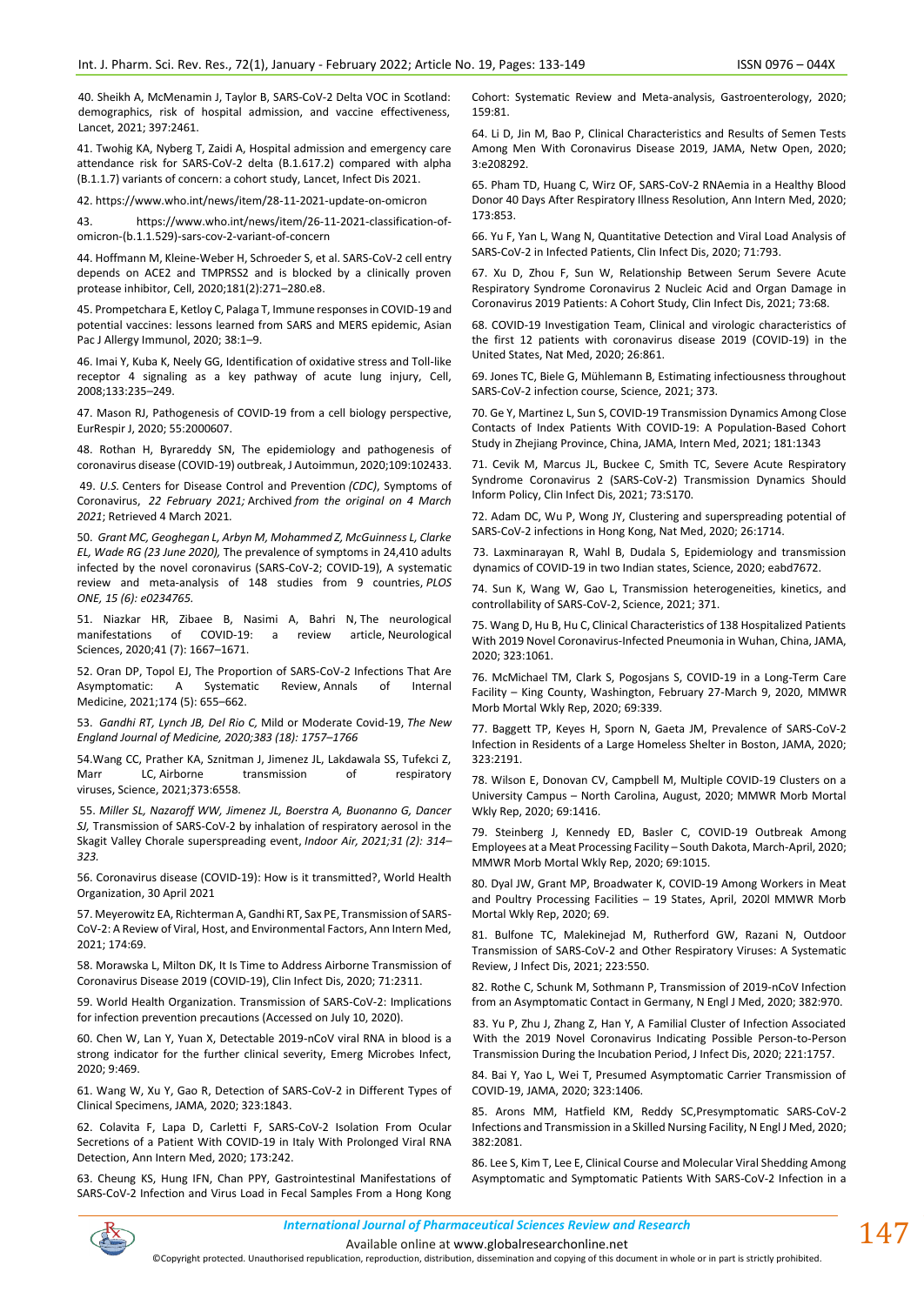40. Sheikh A, McMenamin J, Taylor B, SARS-CoV-2 Delta VOC in Scotland: demographics, risk of hospital admission, and vaccine effectiveness, Lancet, 2021; 397:2461.

41. Twohig KA, Nyberg T, Zaidi A, Hospital admission and emergency care attendance risk for SARS-CoV-2 delta (B.1.617.2) compared with alpha (B.1.1.7) variants of concern: a cohort study, Lancet, Infect Dis 2021.

42. https://www.who.int/news/item/28-11-2021-update-on-omicron

43. https://www.who.int/news/item/26-11-2021-classification-of-omicron-(b.1.1.529)-sars-cov-2-variant-of-concern

44. Hoffmann M, Kleine-Weber H, Schroeder S, et al. SARS-CoV-2 cell entry depends on ACE2 and TMPRSS2 and is blocked by a clinically proven protease inhibitor, Cell, 2020;181(2):271–280.e8.

45. Prompetchara E, Ketloy C, Palaga T, Immune responses in COVID-19 and potential vaccines: lessons learned from SARS and MERS epidemic, Asian Pac J Allergy Immunol, 2020; 38:1–9.

46. Imai Y, Kuba K, Neely GG, Identification of oxidative stress and Toll-like receptor 4 signaling as a key pathway of acute lung injury, Cell, 2008;133:235–249.

47. Mason RJ, Pathogenesis of COVID-19 from a cell biology perspective, EurRespir J, 2020; 55:2000607.

48. Rothan H, Byrareddy SN, The epidemiology and pathogenesis of coronavirus disease (COVID-19) outbreak, J Autoimmun, 2020;109:102433.

49. *U.S.* Centers for Disease Control and Prevention *(CDC)*, Symptoms of Coronavirus, *22 February 2021;* Archived *from the original on 4 March 2021*; Retrieved 4 March 2021.

50. *Grant MC, Geoghegan L, Arbyn M, Mohammed Z, McGuinness L, Clarke EL, Wade RG (23 June 2020),* The prevalence of symptoms in 24,410 adults infected by the novel coronavirus (SARS-CoV-2; COVID-19), A systematic review and meta-analysis of 148 studies from 9 countries, *PLOS ONE, 15 (6): e0234765.*

51. Niazkar HR, Zibaee B, Nasimi A, Bahri N, The neurological manifestations of COVID-19: a review article, Neurological Sciences, 2020;41 (7): 1667–1671.

52. Oran DP, Topol EJ, The Proportion of SARS-CoV-2 Infections That Are Asymptomatic: A Systematic Review, Annals of Internal Medicine, 2021;174 (5): 655–662.

53. *Gandhi RT, Lynch JB, Del Rio C,* Mild or Moderate Covid-19, *The New England Journal of Medicine, 2020;383 (18): 1757–1766*

54. Wang CC, Prather KA, Sznitman J, Jimenez JL, Lakdawala SS, Tufekci Z, Marr LC, Airborne transmission of respiratory viruses, Science, 2021;373:6558.

55. *Miller SL, Nazaroff WW, Jimenez JL, Boerstra A, Buonanno G, Dancer SJ,* Transmission of SARS-CoV-2 by inhalation of respiratory aerosol in the Skagit Valley Chorale superspreading event, *Indoor Air, 2021;31 (2): 314–323.*

56. Coronavirus disease (COVID-19): How is it transmitted?, World Health Organization, 30 April 2021

57. Meyerowitz EA, Richterman A, Gandhi RT, Sax PE, Transmission of SARS-CoV-2: A Review of Viral, Host, and Environmental Factors, Ann Intern Med, 2021; 174:69.

58. Morawska L, Milton DK, It Is Time to Address Airborne Transmission of Coronavirus Disease 2019 (COVID-19), Clin Infect Dis, 2020; 71:2311.

59. World Health Organization. Transmission of SARS-CoV-2: Implications for infection prevention precautions (Accessed on July 10, 2020).

60. Chen W, Lan Y, Yuan X, Detectable 2019-nCoV viral RNA in blood is a strong indicator for the further clinical severity, Emerg Microbes Infect, 2020; 9:469.

61. Wang W, Xu Y, Gao R, Detection of SARS-CoV-2 in Different Types of Clinical Specimens, JAMA, 2020; 323:1843.

62. Colavita F, Lapa D, Carletti F, SARS-CoV-2 Isolation From Ocular Secretions of a Patient With COVID-19 in Italy With Prolonged Viral RNA Detection, Ann Intern Med, 2020; 173:242.

63. Cheung KS, Hung IFN, Chan PPY, Gastrointestinal Manifestations of SARS-CoV-2 Infection and Virus Load in Fecal Samples From a Hong Kong Cohort: Systematic Review and Meta-analysis, Gastroenterology, 2020; 159:81.

64. Li D, Jin M, Bao P, Clinical Characteristics and Results of Semen Tests Among Men With Coronavirus Disease 2019, JAMA, Netw Open, 2020; 3:e208292.

65. Pham TD, Huang C, Wirz OF, SARS-CoV-2 RNAemia in a Healthy Blood Donor 40 Days After Respiratory Illness Resolution, Ann Intern Med, 2020; 173:853.

66. Yu F, Yan L, Wang N, Quantitative Detection and Viral Load Analysis of SARS-CoV-2 in Infected Patients, Clin Infect Dis, 2020; 71:793.

67. Xu D, Zhou F, Sun W, Relationship Between Serum Severe Acute Respiratory Syndrome Coronavirus 2 Nucleic Acid and Organ Damage in Coronavirus 2019 Patients: A Cohort Study, Clin Infect Dis, 2021; 73:68.

68. COVID-19 Investigation Team, Clinical and virologic characteristics of the first 12 patients with coronavirus disease 2019 (COVID-19) in the United States, Nat Med, 2020; 26:861.

69. Jones TC, Biele G, Mühlemann B, Estimating infectiousness throughout SARS-CoV-2 infection course, Science, 2021; 373.

70. Ge Y, Martinez L, Sun S, COVID-19 Transmission Dynamics Among Close Contacts of Index Patients With COVID-19: A Population-Based Cohort Study in Zhejiang Province, China, JAMA, Intern Med, 2021; 181:1343

71. Cevik M, Marcus JL, Buckee C, Smith TC, Severe Acute Respiratory Syndrome Coronavirus 2 (SARS-CoV-2) Transmission Dynamics Should Inform Policy, Clin Infect Dis, 2021; 73:S170.

72. Adam DC, Wu P, Wong JY, Clustering and superspreading potential of SARS-CoV-2 infections in Hong Kong, Nat Med, 2020; 26:1714.

73. Laxminarayan R, Wahl B, Dudala S, Epidemiology and transmission dynamics of COVID-19 in two Indian states, Science, 2020; eabd7672.

74. Sun K, Wang W, Gao L, Transmission heterogeneities, kinetics, and controllability of SARS-CoV-2, Science, 2021; 371.

75. Wang D, Hu B, Hu C, Clinical Characteristics of 138 Hospitalized Patients With 2019 Novel Coronavirus-Infected Pneumonia in Wuhan, China, JAMA, 2020; 323:1061.

76. McMichael TM, Clark S, Pogosjans S, COVID-19 in a Long-Term Care Facility – King County, Washington, February 27-March 9, 2020, MMWR Morb Mortal Wkly Rep, 2020; 69:339.

77. Baggett TP, Keyes H, Sporn N, Gaeta JM, Prevalence of SARS-CoV-2 Infection in Residents of a Large Homeless Shelter in Boston, JAMA, 2020; 323:2191.

78. Wilson E, Donovan CV, Campbell M, Multiple COVID-19 Clusters on a University Campus – North Carolina, August, 2020; MMWR Morb Mortal Wkly Rep, 2020; 69:1416.

79. Steinberg J, Kennedy ED, Basler C, COVID-19 Outbreak Among Employees at a Meat Processing Facility – South Dakota, March-April, 2020; MMWR Morb Mortal Wkly Rep, 2020; 69:1015.

80. Dyal JW, Grant MP, Broadwater K, COVID-19 Among Workers in Meat and Poultry Processing Facilities – 19 States, April, 2020l MMWR Morb Mortal Wkly Rep, 2020; 69.

81. Bulfone TC, Malekinejad M, Rutherford GW, Razani N, Outdoor Transmission of SARS-CoV-2 and Other Respiratory Viruses: A Systematic Review, J Infect Dis, 2021; 223:550.

82. Rothe C, Schunk M, Sothmann P, Transmission of 2019-nCoV Infection from an Asymptomatic Contact in Germany, N Engl J Med, 2020; 382:970.

83. Yu P, Zhu J, Zhang Z, Han Y, A Familial Cluster of Infection Associated With the 2019 Novel Coronavirus Indicating Possible Person-to-Person Transmission During the Incubation Period, J Infect Dis, 2020; 221:1757.

84. Bai Y, Yao L, Wei T, Presumed Asymptomatic Carrier Transmission of COVID-19, JAMA, 2020; 323:1406.

85. Arons MM, Hatfield KM, Reddy SC,Presymptomatic SARS-CoV-2 Infections and Transmission in a Skilled Nursing Facility, N Engl J Med, 2020; 382:2081.

86. Lee S, Kim T, Lee E, Clinical Course and Molecular Viral Shedding Among Asymptomatic and Symptomatic Patients With SARS-CoV-2 Infection in a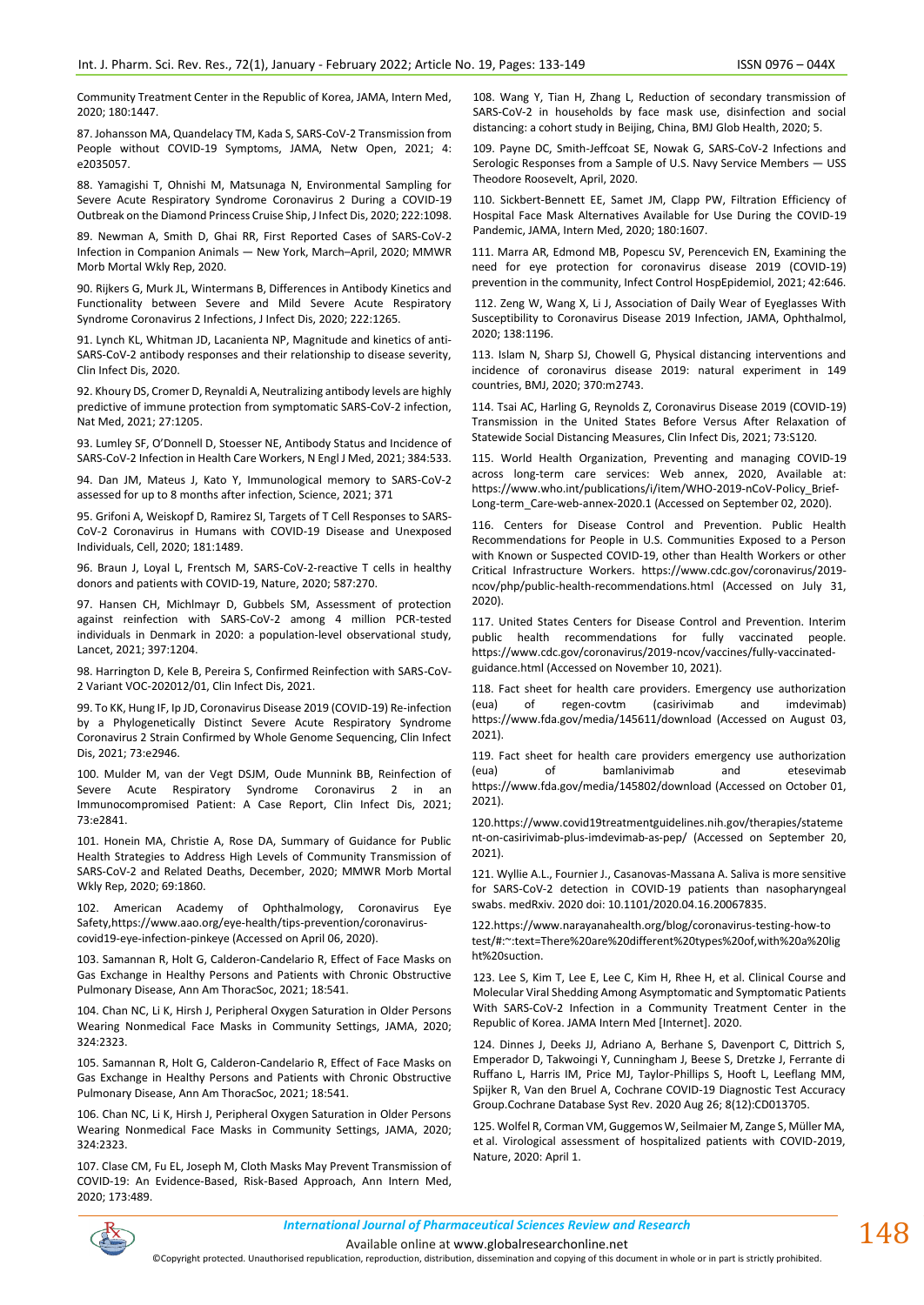Community Treatment Center in the Republic of Korea, JAMA, Intern Med, 2020; 180:1447.

87. Johansson MA, Quandelacy TM, Kada S, SARS-CoV-2 Transmission from People without COVID-19 Symptoms, JAMA, Netw Open, 2021; 4: e2035057.

88. Yamagishi T, Ohnishi M, Matsunaga N, Environmental Sampling for Severe Acute Respiratory Syndrome Coronavirus 2 During a COVID-19 Outbreak on the Diamond Princess Cruise Ship, J Infect Dis, 2020; 222:1098.

89. Newman A, Smith D, Ghai RR, First Reported Cases of SARS-CoV-2 Infection in Companion Animals — New York, March–April, 2020; MMWR Morb Mortal Wkly Rep, 2020.

90. Rijkers G, Murk JL, Wintermans B, Differences in Antibody Kinetics and Functionality between Severe and Mild Severe Acute Respiratory Syndrome Coronavirus 2 Infections, J Infect Dis, 2020; 222:1265.

91. Lynch KL, Whitman JD, Lacienta NP, Magnitude and kinetics of anti-SARS-CoV-2 antibody responses and their relationship to disease severity, Clin Infect Dis, 2020.

92. Khoury DS, Cromer D, Reynaldi A, Neutralizing antibody levels are highly predictive of immune protection from symptomatic SARS-CoV-2 infection, Nat Med, 2021; 27:1205.

93. Lumley SF, O'Donnell D, Stoesser NE, Antibody Status and Incidence of SARS-CoV-2 Infection in Health Care Workers, N Engl J Med, 2021; 384:533.

94. Dan JM, Mateus J, Kato Y, Immunological memory to SARS-CoV-2 assessed for up to 8 months after infection, Science, 2021; 371

95. Grifoni A, Weiskopf D, Ramirez SI, Targets of T Cell Responses to SARS-CoV-2 Coronavirus in Humans with COVID-19 Disease and Unexposed Individuals, Cell, 2020; 181:1489.

96. Braun J, Loyal L, Frentsch M, SARS-CoV-2-reactive T cells in healthy donors and patients with COVID-19, Nature, 2020; 587:270.

97. Hansen CH, Michlmayr D, Gubbels SM, Assessment of protection against reinfection with SARS-CoV-2 among 4 million PCR-tested individuals in Denmark in 2020: a population-level observational study, Lancet, 2021; 397:1204.

98. Harrington D, Kele B, Pereira S, Confirmed Reinfection with SARS-CoV-2 Variant VOC-202012/01, Clin Infect Dis, 2021.

99. To KK, Hung IF, Ip JD, Coronavirus Disease 2019 (COVID-19) Re-infection by a Phylogenetically Distinct Severe Acute Respiratory Syndrome Coronavirus 2 Strain Confirmed by Whole Genome Sequencing, Clin Infect Dis, 2021; 73:e2946.

100. Mulder M, van der Vegt DSJM, Oude Munnink BB, Reinfection of Severe Acute Respiratory Syndrome Coronavirus 2 in an Immunocompromised Patient: A Case Report, Clin Infect Dis, 2021; 73:e2841.

101. Honein MA, Christie A, Rose DA, Summary of Guidance for Public Health Strategies to Address High Levels of Community Transmission of SARS-CoV-2 and Related Deaths, December, 2020; MMWR Morb Mortal Wkly Rep, 2020; 69:1860.

102. American Academy of Ophthalmology, Coronavirus Eye Safety,https://www.aao.org/eye-health/tips-prevention/coronavirus-covid19-eye-infection-pinkeye (Accessed on April 06, 2020).

103. Samannan R, Holt G, Calderon-Candelario R, Effect of Face Masks on Gas Exchange in Healthy Persons and Patients with Chronic Obstructive Pulmonary Disease, Ann Am ThoracSoc, 2021; 18:541.

104. Chan NC, Li K, Hirsh J, Peripheral Oxygen Saturation in Older Persons Wearing Nonmedical Face Masks in Community Settings, JAMA, 2020; 324:2323.

105. Samannan R, Holt G, Calderon-Candelario R, Effect of Face Masks on Gas Exchange in Healthy Persons and Patients with Chronic Obstructive Pulmonary Disease, Ann Am ThoracSoc, 2021; 18:541.

106. Chan NC, Li K, Hirsh J, Peripheral Oxygen Saturation in Older Persons Wearing Nonmedical Face Masks in Community Settings, JAMA, 2020; 324:2323.

107. Clase CM, Fu EL, Joseph M, Cloth Masks May Prevent Transmission of COVID-19: An Evidence-Based, Risk-Based Approach, Ann Intern Med, 2020; 173:489.

108. Wang Y, Tian H, Zhang L, Reduction of secondary transmission of SARS-CoV-2 in households by face mask use, disinfection and social distancing: a cohort study in Beijing, China, BMJ Glob Health, 2020; 5.

109. Payne DC, Smith-Jeffcoat SE, Nowak G, SARS-CoV-2 Infections and Serologic Responses from a Sample of U.S. Navy Service Members — USS Theodore Roosevelt, April, 2020.

110. Sickbert-Bennett EE, Samet JM, Clapp PW, Filtration Efficiency of Hospital Face Mask Alternatives Available for Use During the COVID-19 Pandemic, JAMA, Intern Med, 2020; 180:1607.

111. Marra AR, Edmond MB, Popescu SV, Perencevich EN, Examining the need for eye protection for coronavirus disease 2019 (COVID-19) prevention in the community, Infect Control HospEpidemiol, 2021; 42:646.

112. Zeng W, Wang X, Li J, Association of Daily Wear of Eyeglasses With Susceptibility to Coronavirus Disease 2019 Infection, JAMA, Ophthalmol, 2020; 138:1196.

113. Islam N, Sharp SJ, Chowell G, Physical distancing interventions and incidence of coronavirus disease 2019: natural experiment in 149 countries, BMJ, 2020; 370:m2743.

114. Tsai AC, Harling G, Reynolds Z, Coronavirus Disease 2019 (COVID-19) Transmission in the United States Before Versus After Relaxation of Statewide Social Distancing Measures, Clin Infect Dis, 2021; 73:S120.

115. World Health Organization, Preventing and managing COVID-19 across long-term care services: Web annex, 2020, Available at: https://www.who.int/publications/i/item/WHO-2019-nCoV-Policy_Brief-Long-term_Care-web-annex-2020.1 (Accessed on September 02, 2020).

116. Centers for Disease Control and Prevention. Public Health Recommendations for People in U.S. Communities Exposed to a Person with Known or Suspected COVID-19, other than Health Workers or other Critical Infrastructure Workers. https://www.cdc.gov/coronavirus/2019-ncov/php/public-health-recommendations.html (Accessed on July 31, 2020).

117. United States Centers for Disease Control and Prevention. Interim public health recommendations for fully vaccinated people. https://www.cdc.gov/coronavirus/2019-ncov/vaccines/fully-vaccinated-guidance.html (Accessed on November 10, 2021).

118. Fact sheet for health care providers. Emergency use authorization (eua) of regen-covtm (casirivimab and imdevimab) https://www.fda.gov/media/145611/download (Accessed on August 03, 2021).

119. Fact sheet for health care providers emergency use authorization (eua) of bamlanivimab and etesevimab https://www.fda.gov/media/145802/download (Accessed on October 01, 2021).

120.https://www.covid19treatmentguidelines.nih.gov/therapies/statement-on-casirivimab-plus-imdevimab-as-pep/ (Accessed on September 20, 2021).

121. Wyllie A.L., Fournier J., Casanovas-Massana A. Saliva is more sensitive for SARS-CoV-2 detection in COVID-19 patients than nasopharyngeal swabs. medRxiv. 2020 doi: 10.1101/2020.04.16.20067835.

122.https://www.narayanahealth.org/blog/coronavirus-testing-how-to test/#:~:text=There%20are%20different%20types%20of,with%20a%20light%20suction.

123. Lee S, Kim T, Lee E, Lee C, Kim H, Rhee H, et al. Clinical Course and Molecular Viral Shedding Among Asymptomatic and Symptomatic Patients With SARS-CoV-2 Infection in a Community Treatment Center in the Republic of Korea. JAMA Intern Med [Internet]. 2020.

124. Dinnes J, Deeks JJ, Adriano A, Berhane S, Davenport C, Dittrich S, Emperador D, Takwoingi Y, Cunningham J, Beese S, Dretzke J, Ferrante di Ruffano L, Harris IM, Price MJ, Taylor-Phillips S, Hooft L, Leeflang MM, Spijker R, Van den Bruel A, Cochrane COVID-19 Diagnostic Test Accuracy Group.Cochrane Database Syst Rev. 2020 Aug 26; 8(12):CD013705.

125. Wolfel R, Corman VM, Guggemos W, Seilmaier M, Zange S, Müller MA, et al. Virological assessment of hospitalized patients with COVID-2019, Nature, 2020: April 1.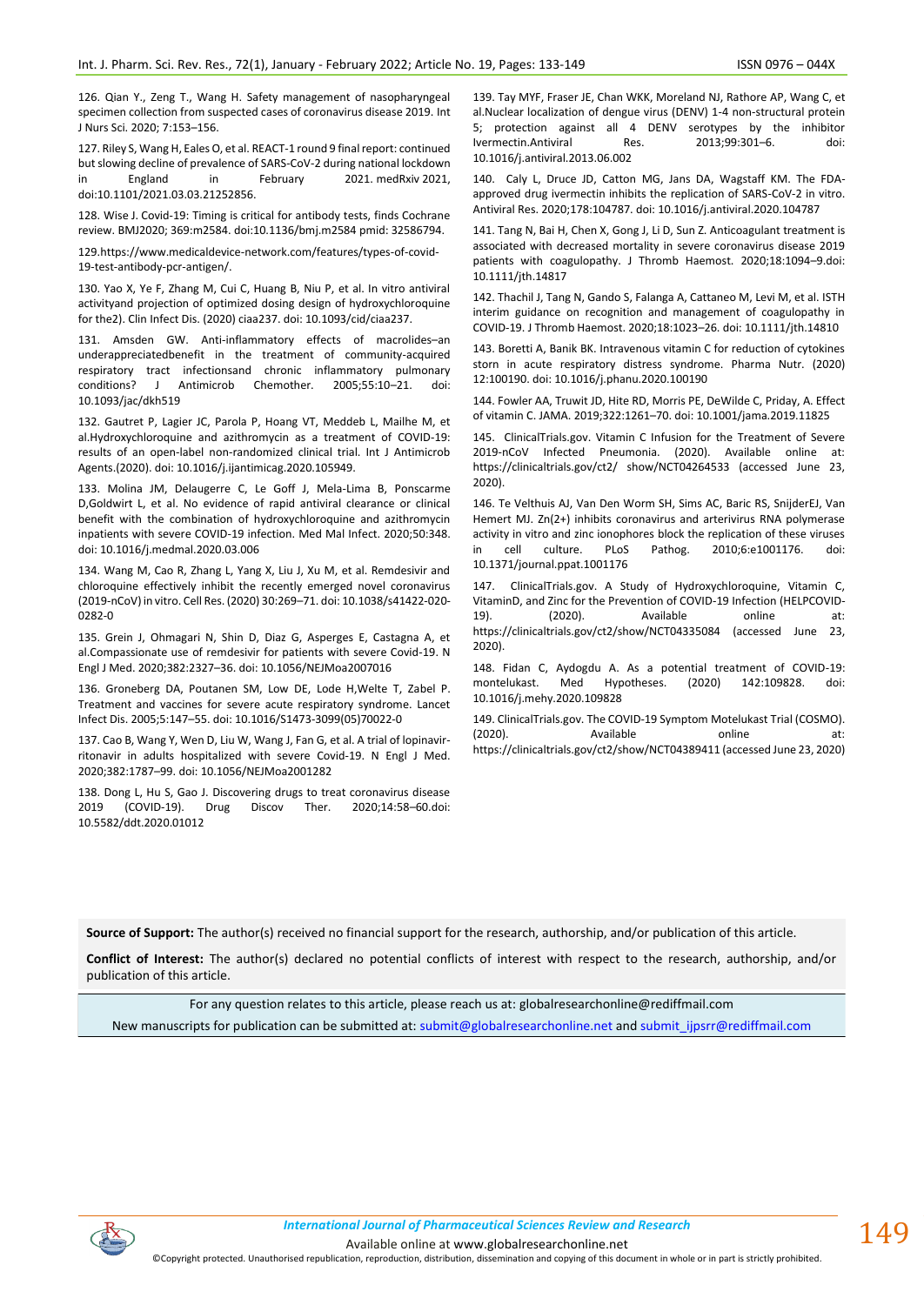126. Qian Y., Zeng T., Wang H. Safety management of nasopharyngeal specimen collection from suspected cases of coronavirus disease 2019. Int J Nurs Sci. 2020; 7:153–156.

127. Riley S, Wang H, Eales O, et al. REACT-1 round 9 final report: continued but slowing decline of prevalence of SARS-CoV-2 during national lockdown in England in February 2021. medRxiv 2021, doi:10.1101/2021.03.03.21252856.

128. Wise J. Covid-19: Timing is critical for antibody tests, finds Cochrane review. BMJ2020; 369:m2584. doi:10.1136/bmj.m2584 pmid: 32586794.

129.https://www.medicaldevice-network.com/features/types-of-covid-19-test-antibody-pcr-antigen/.

130. Yao X, Ye F, Zhang M, Cui C, Huang B, Niu P, et al. In vitro antiviral activityand projection of optimized dosing design of hydroxychloroquine for the2). Clin Infect Dis. (2020) ciaa237. doi: 10.1093/cid/ciaa237.

131. Amsden GW. Anti-inflammatory effects of macrolides–an underappreciatedbenefit in the treatment of community-acquired respiratory tract infectionsand chronic inflammatory pulmonary conditions? J Antimicrob Chemother. 2005;55:10–21. doi: 10.1093/jac/dkh519

132. Gautret P, Lagier JC, Parola P, Hoang VT, Meddeb L, Mailhe M, et al.Hydroxychloroquine and azithromycin as a treatment of COVID-19: results of an open-label non-randomized clinical trial. Int J Antimicrob Agents.(2020). doi: 10.1016/j.ijantimicag.2020.105949.

133. Molina JM, Delaugerre C, Le Goff J, Mela-Lima B, Ponscarme D,Goldwirt L, et al. No evidence of rapid antiviral clearance or clinical benefit with the combination of hydroxychloroquine and azithromycin inpatients with severe COVID-19 infection. Med Mal Infect. 2020;50:348. doi: 10.1016/j.medmal.2020.03.006

134. Wang M, Cao R, Zhang L, Yang X, Liu J, Xu M, et al. Remdesivir and chloroquine effectively inhibit the recently emerged novel coronavirus (2019-nCoV) in vitro. Cell Res. (2020) 30:269–71. doi: 10.1038/s41422-020-0282-0

135. Grein J, Ohmagari N, Shin D, Diaz G, Asperges E, Castagna A, et al.Compassionate use of remdesivir for patients with severe Covid-19. N Engl J Med. 2020;382:2327–36. doi: 10.1056/NEJMoa2007016

136. Groneberg DA, Poutanen SM, Low DE, Lode H,Welte T, Zabel P. Treatment and vaccines for severe acute respiratory syndrome. Lancet Infect Dis. 2005;5:147–55. doi: 10.1016/S1473-3099(05)70022-0

137. Cao B, Wang Y, Wen D, Liu W, Wang J, Fan G, et al. A trial of lopinavir-ritonavir in adults hospitalized with severe Covid-19. N Engl J Med. 2020;382:1787–99. doi: 10.1056/NEJMoa2001282

138. Dong L, Hu S, Gao J. Discovering drugs to treat coronavirus disease 2019 (COVID-19). Drug Discov Ther. 2020;14:58–60.doi: 10.5582/ddt.2020.01012

139. Tay MYF, Fraser JE, Chan WKK, Moreland NJ, Rathore AP, Wang C, et al.Nuclear localization of dengue virus (DENV) 1-4 non-structural protein 5; protection against all 4 DENV serotypes by the inhibitor Ivermectin.Antiviral Res. 2013;99:301–6. doi: 10.1016/j.antiviral.2013.06.002

140. Caly L, Druce JD, Catton MG, Jans DA, Wagstaff KM. The FDA-approved drug ivermectin inhibits the replication of SARS-CoV-2 in vitro. Antiviral Res. 2020;178:104787. doi: 10.1016/j.antiviral.2020.104787

141. Tang N, Bai H, Chen X, Gong J, Li D, Sun Z. Anticoagulant treatment is associated with decreased mortality in severe coronavirus disease 2019 patients with coagulopathy. J Thromb Haemost. 2020;18:1094–9.doi: 10.1111/jth.14817

142. Thachil J, Tang N, Gando S, Falanga A, Cattaneo M, Levi M, et al. ISTH interim guidance on recognition and management of coagulopathy in COVID-19. J Thromb Haemost. 2020;18:1023–26. doi: 10.1111/jth.14810

143. Boretti A, Banik BK. Intravenous vitamin C for reduction of cytokines storn in acute respiratory distress syndrome. Pharma Nutr. (2020) 12:100190. doi: 10.1016/j.phanu.2020.100190

144. Fowler AA, Truwit JD, Hite RD, Morris PE, DeWilde C, Priday, A. Effect of vitamin C. JAMA. 2019;322:1261–70. doi: 10.1001/jama.2019.11825

145. ClinicalTrials.gov. Vitamin C Infusion for the Treatment of Severe 2019-nCoV Infected Pneumonia. (2020). Available online at: https://clinicaltrials.gov/ct2/ show/NCT04264533 (accessed June 23, 2020).

146. Te Velthuis AJ, Van Den Worm SH, Sims AC, Baric RS, SnijderEJ, Van Hemert MJ. Zn(2+) inhibits coronavirus and arterivirus RNA polymerase activity in vitro and zinc ionophores block the replication of these viruses in cell culture. PLoS Pathog. 2010;6:e1001176. doi: 10.1371/journal.ppat.1001176

147. ClinicalTrials.gov. A Study of Hydroxychloroquine, Vitamin C, VitaminD, and Zinc for the Prevention of COVID-19 Infection (HELPCOVID-19). (2020). Available online at: https://clinicaltrials.gov/ct2/show/NCT04335084 (accessed June 23, 2020).

148. Fidan C, Aydogdu A. As a potential treatment of COVID-19: montelukast. Med Hypotheses. (2020) 142:109828. doi: 10.1016/j.mehy.2020.109828

149. ClinicalTrials.gov. The COVID-19 Symptom Motelukast Trial (COSMO). (2020). Available online at: https://clinicaltrials.gov/ct2/show/NCT04389411 (accessed June 23, 2020)

**Source of Support:** The author(s) received no financial support for the research, authorship, and/or publication of this article.

**Conflict of Interest:** The author(s) declared no potential conflicts of interest with respect to the research, authorship, and/or publication of this article.

For any question relates to this article, please reach us at: globalresearchonline@rediffmail.com

New manuscripts for publication can be submitted at: submit@globalresearchonline.net and submit_ijpsrr@rediffmail.com